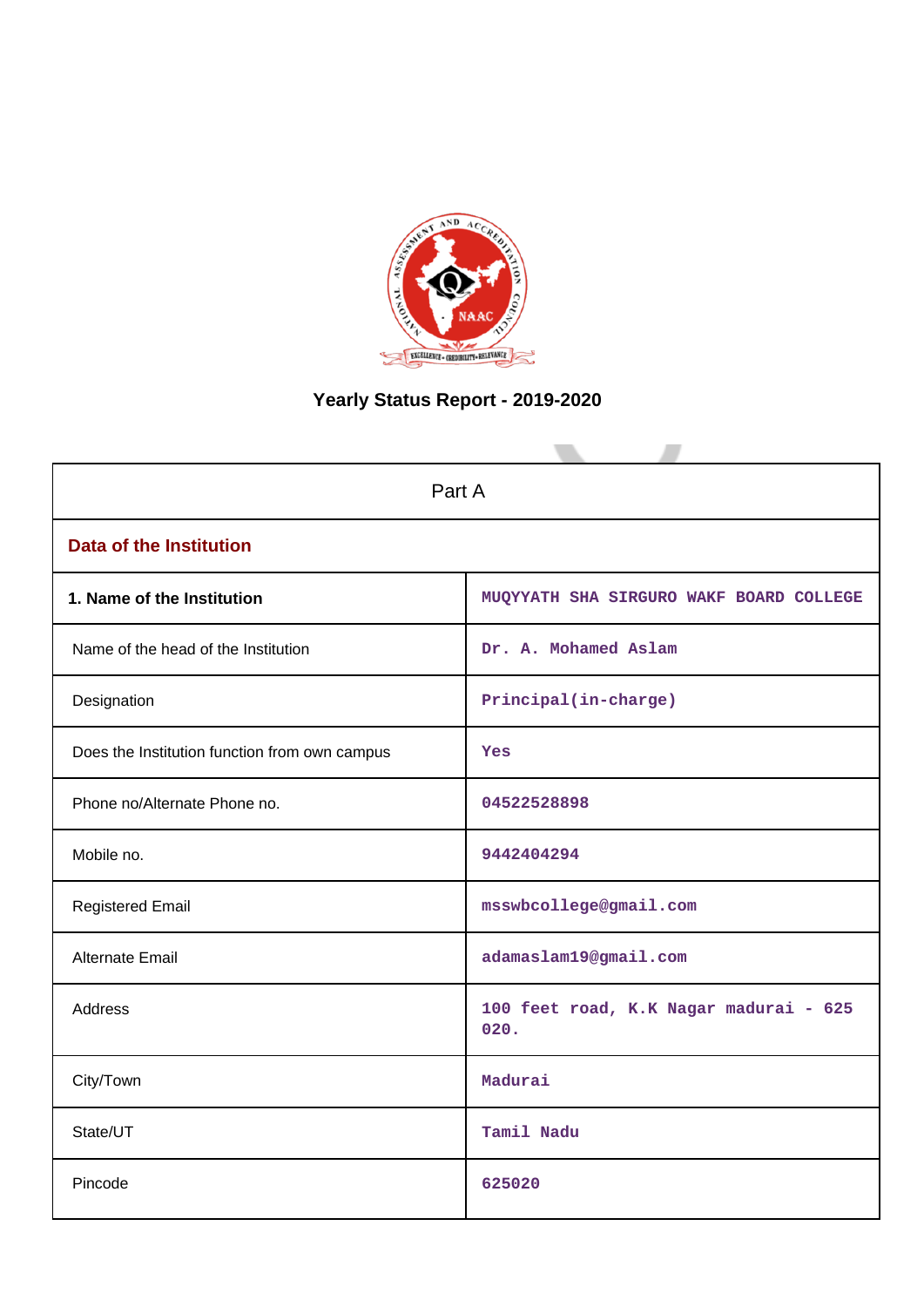# Yearly Status Report - 2019-2020

| Part A | |
|---|---|
| **Data of the Institution** | |
| **1. Name of the Institution** | MUQYYATH SHA SIRGURO WAKF BOARD COLLEGE |
| Name of the head of the Institution | Dr. A. Mohamed Aslam |
| Designation | Principal(in-charge) |
| Does the Institution function from own campus | Yes |
| Phone no/Alternate Phone no. | 04522528898 |
| Mobile no. | 9442404294 |
| Registered Email | msswbcollege@gmail.com |
| Alternate Email | adamaslam19@gmail.com |
| Address | 100 feet road, K.K Nagar madurai - 625 020. |
| City/Town | Madurai |
| State/UT | Tamil Nadu |
| Pincode | 625020 |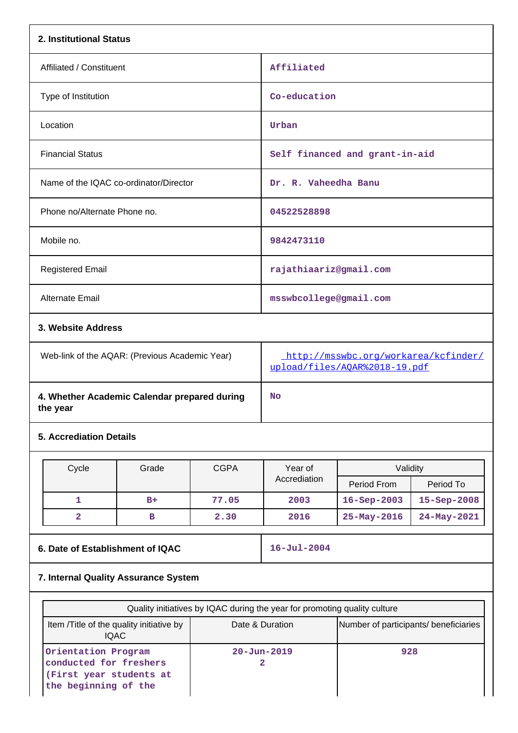## 2. Institutional Status

| | |
|---|---|
| Affiliated / Constituent | Affiliated |
| Type of Institution | Co-education |
| Location | Urban |
| Financial Status | Self financed and grant-in-aid |
| Name of the IQAC co-ordinator/Director | Dr. R. Vaheedha Banu |
| Phone no/Alternate Phone no. | 04522528898 |
| Mobile no. | 9842473110 |
| Registered Email | rajathiaariz@gmail.com |
| Alternate Email | msswbcollege@gmail.com |

## 3. Website Address

| | |
|---|---|
| Web-link of the AQAR: (Previous Academic Year) | http://msswbc.org/workarea/kcfinder/upload/files/AQAR%2018-19.pdf |

| | |
|---|---|
| **4. Whether Academic Calendar prepared during the year** | No |

## 5. Accreditation Details

| Cycle | Grade | CGPA | Year of Accreditation | Validity | |
|---|---|---|---|---|---|
| | | | | Period From | Period To |
| 1 | B+ | 77.05 | 2003 | 16-Sep-2003 | 15-Sep-2008 |
| 2 | B | 2.30 | 2016 | 25-May-2016 | 24-May-2021 |

| | |
|---|---|
| **6. Date of Establishment of IQAC** | 16-Jul-2004 |

## 7. Internal Quality Assurance System

| Quality initiatives by IQAC during the year for promoting quality culture | | |
|---|---|---|
| Item /Title of the quality initiative by IQAC | Date & Duration | Number of participants/ beneficiaries |
| Orientation Program conducted for freshers (First year students at the beginning of the | 20-Jun-2019<br>2 | 928 |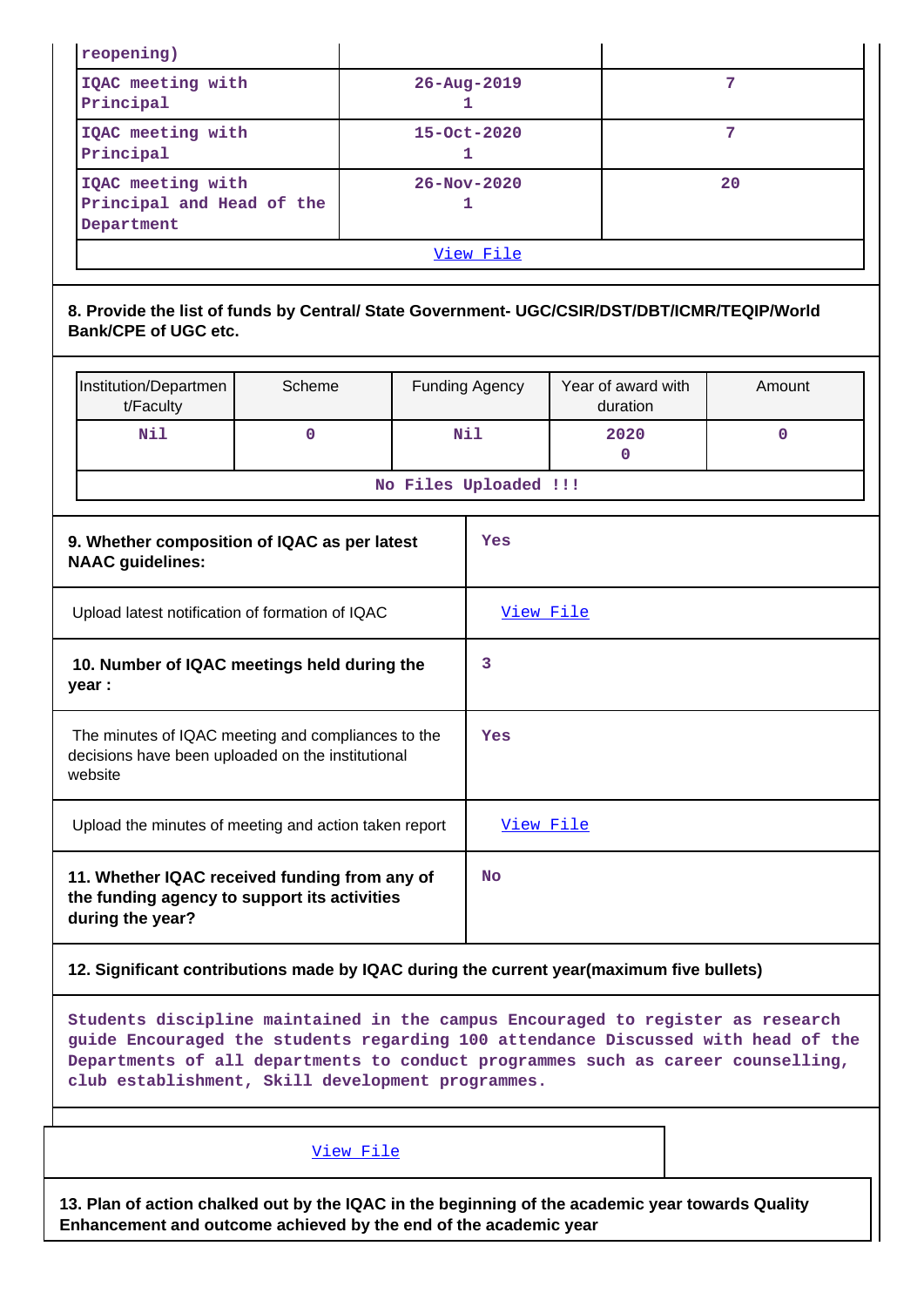| | | |
|---|---|---|
| reopening) | | |
| IQAC meeting with Principal | 26-Aug-2019<br>1 | 7 |
| IQAC meeting with Principal | 15-Oct-2020<br>1 | 7 |
| IQAC meeting with Principal and Head of the Department | 26-Nov-2020<br>1 | 20 |
| View File | | |

**8. Provide the list of funds by Central/ State Government- UGC/CSIR/DST/DBT/ICMR/TEQIP/World Bank/CPE of UGC etc.**

| Institution/Department/Faculty | Scheme | Funding Agency | Year of award with duration | Amount |
|---|---|---|---|---|
| Nil | 0 | Nil | 2020<br>0 | 0 |
| No Files Uploaded !!! | | | | |

| | |
|---|---|
| **9. Whether composition of IQAC as per latest NAAC guidelines:** | Yes |
| Upload latest notification of formation of IQAC | View File |
| **10. Number of IQAC meetings held during the year :** | 3 |
| The minutes of IQAC meeting and compliances to the decisions have been uploaded on the institutional website | Yes |
| Upload the minutes of meeting and action taken report | View File |
| **11. Whether IQAC received funding from any of the funding agency to support its activities during the year?** | No |

**12. Significant contributions made by IQAC during the current year(maximum five bullets)**

Students discipline maintained in the campus Encouraged to register as research guide Encouraged the students regarding 100 attendance Discussed with head of the Departments of all departments to conduct programmes such as career counselling, club establishment, Skill development programmes.

View File

**13. Plan of action chalked out by the IQAC in the beginning of the academic year towards Quality Enhancement and outcome achieved by the end of the academic year**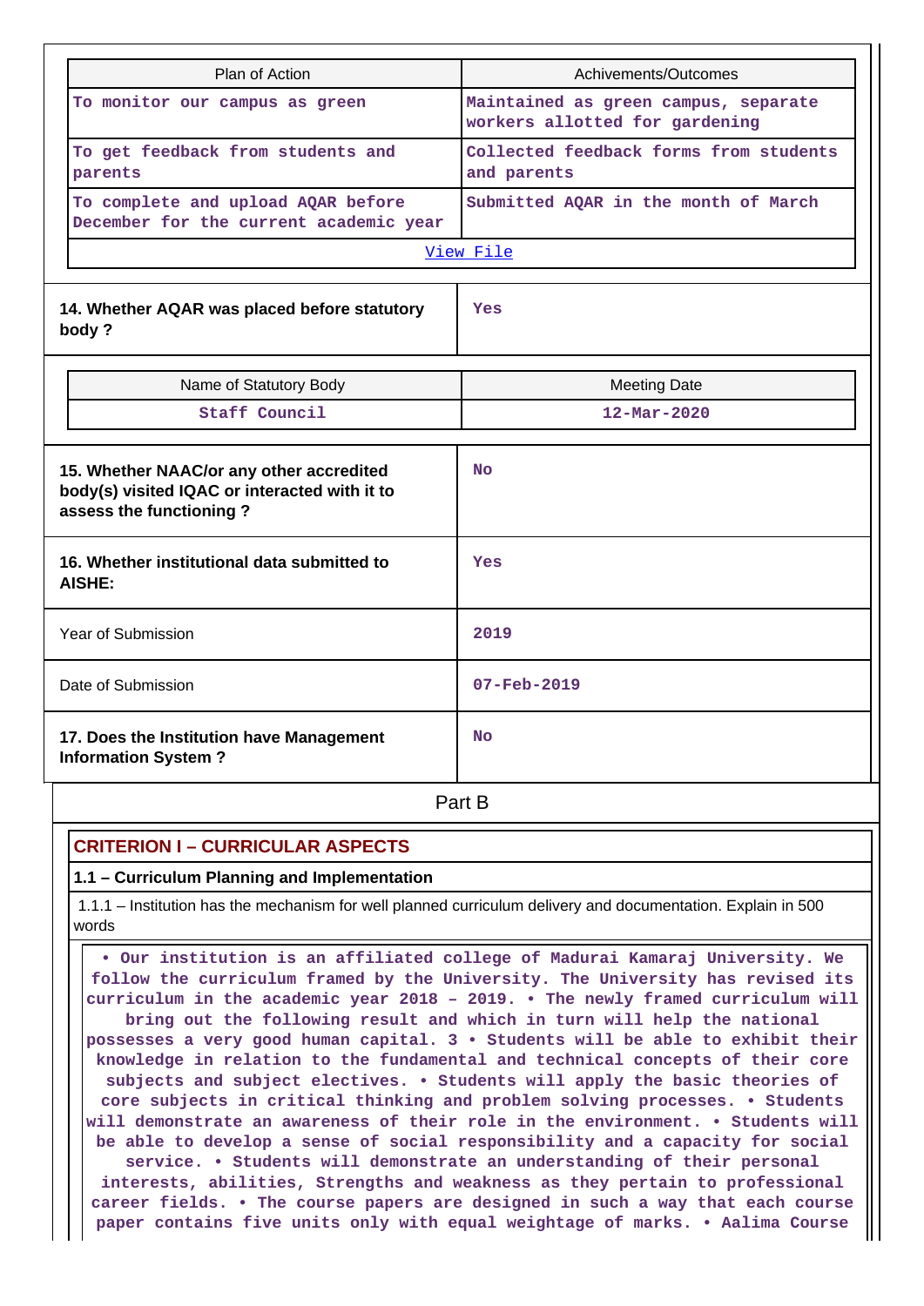| Plan of Action | Achivements/Outcomes |
|---|---|
| To monitor our campus as green | Maintained as green campus, separate workers allotted for gardening |
| To get feedback from students and parents | Collected feedback forms from students and parents |
| To complete and upload AQAR before December for the current academic year | Submitted AQAR in the month of March |
| View File | |

| 14. Whether AQAR was placed before statutory body ? | Yes |
|---|---|

| Name of Statutory Body | Meeting Date |
|---|---|
| Staff Council | 12-Mar-2020 |

| 15. Whether NAAC/or any other accredited body(s) visited IQAC or interacted with it to assess the functioning ? | No |
|---|---|
| 16. Whether institutional data submitted to AISHE: | Yes |
| Year of Submission | 2019 |
| Date of Submission | 07-Feb-2019 |
| 17. Does the Institution have Management Information System ? | No |

# Part B

## CRITERION I – CURRICULAR ASPECTS

### 1.1 – Curriculum Planning and Implementation

1.1.1 – Institution has the mechanism for well planned curriculum delivery and documentation. Explain in 500 words

• Our institution is an affiliated college of Madurai Kamaraj University. We follow the curriculum framed by the University. The University has revised its curriculum in the academic year 2018 – 2019. • The newly framed curriculum will bring out the following result and which in turn will help the national possesses a very good human capital. 3 • Students will be able to exhibit their knowledge in relation to the fundamental and technical concepts of their core subjects and subject electives. • Students will apply the basic theories of core subjects in critical thinking and problem solving processes. • Students will demonstrate an awareness of their role in the environment. • Students will be able to develop a sense of social responsibility and a capacity for social service. • Students will demonstrate an understanding of their personal interests, abilities, Strengths and weakness as they pertain to professional career fields. • The course papers are designed in such a way that each course paper contains five units only with equal weightage of marks. • Aalima Course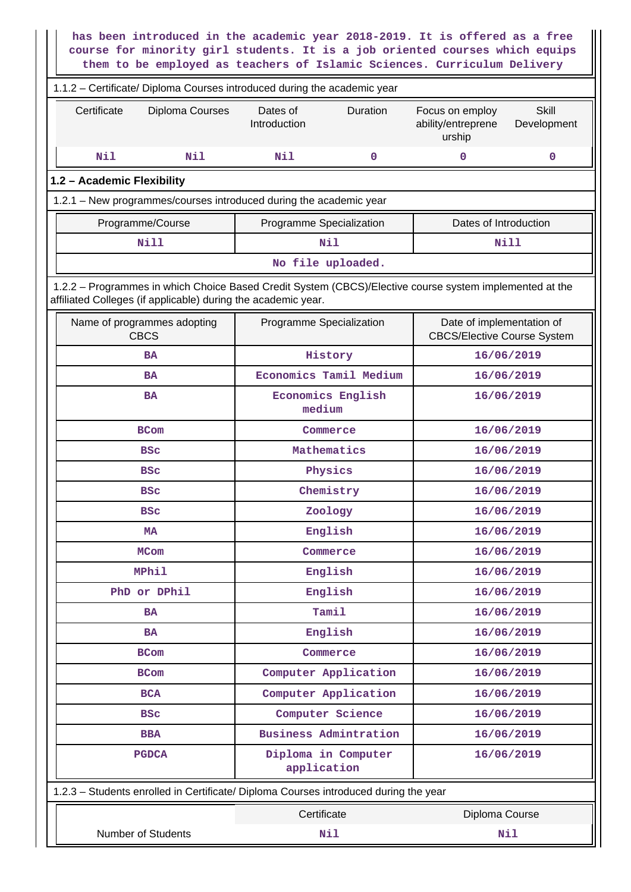has been introduced in the academic year 2018-2019. It is offered as a free course for minority girl students. It is a job oriented courses which equips them to be employed as teachers of Islamic Sciences. Curriculum Delivery

1.1.2 – Certificate/ Diploma Courses introduced during the academic year

| Certificate | Diploma Courses | Dates of Introduction | Duration | Focus on employ ability/entreprene urship | Skill Development |
|---|---|---|---|---|---|
| Nil | Nil | Nil | 0 | 0 | 0 |

**1.2 – Academic Flexibility**

1.2.1 – New programmes/courses introduced during the academic year

| Programme/Course | Programme Specialization | Dates of Introduction |
|---|---|---|
| Nill | Nil | Nill |
| No file uploaded. | | |

1.2.2 – Programmes in which Choice Based Credit System (CBCS)/Elective course system implemented at the affiliated Colleges (if applicable) during the academic year.

| Name of programmes adopting CBCS | Programme Specialization | Date of implementation of CBCS/Elective Course System |
|---|---|---|
| BA | History | 16/06/2019 |
| BA | Economics Tamil Medium | 16/06/2019 |
| BA | Economics English medium | 16/06/2019 |
| BCom | Commerce | 16/06/2019 |
| BSc | Mathematics | 16/06/2019 |
| BSc | Physics | 16/06/2019 |
| BSc | Chemistry | 16/06/2019 |
| BSc | Zoology | 16/06/2019 |
| MA | English | 16/06/2019 |
| MCom | Commerce | 16/06/2019 |
| MPhil | English | 16/06/2019 |
| PhD or DPhil | English | 16/06/2019 |
| BA | Tamil | 16/06/2019 |
| BA | English | 16/06/2019 |
| BCom | Commerce | 16/06/2019 |
| BCom | Computer Application | 16/06/2019 |
| BCA | Computer Application | 16/06/2019 |
| BSc | Computer Science | 16/06/2019 |
| BBA | Business Admintration | 16/06/2019 |
| PGDCA | Diploma in Computer application | 16/06/2019 |

1.2.3 – Students enrolled in Certificate/ Diploma Courses introduced during the year

| | Certificate | Diploma Course |
|---|---|---|
| Number of Students | Nil | Nil |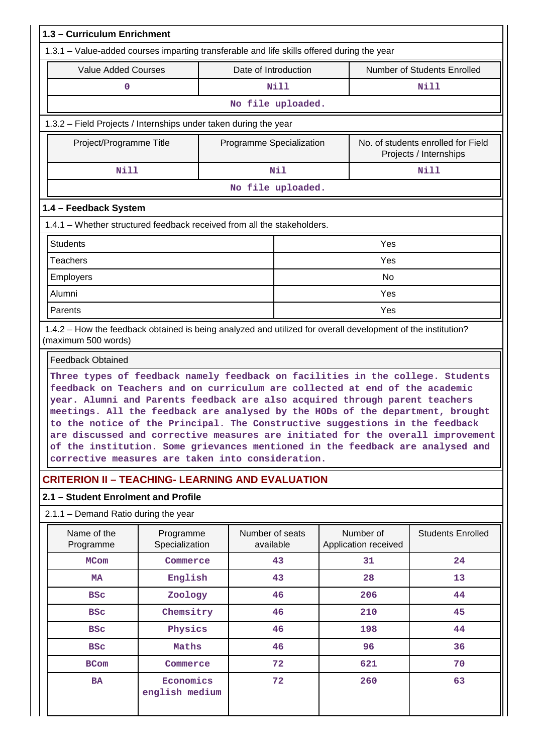### 1.3 – Curriculum Enrichment

1.3.1 – Value-added courses imparting transferable and life skills offered during the year

| Value Added Courses | Date of Introduction | Number of Students Enrolled |
|---|---|---|
| 0 | Nill | Nill |
| No file uploaded. | | |

1.3.2 – Field Projects / Internships under taken during the year

| Project/Programme Title | Programme Specialization | No. of students enrolled for Field Projects / Internships |
|---|---|---|
| Nill | Nil | Nill |
| No file uploaded. | | |

### 1.4 – Feedback System

1.4.1 – Whether structured feedback received from all the stakeholders.

| | |
|---|---|
| Students | Yes |
| Teachers | Yes |
| Employers | No |
| Alumni | Yes |
| Parents | Yes |

1.4.2 – How the feedback obtained is being analyzed and utilized for overall development of the institution? (maximum 500 words)

Feedback Obtained

Three types of feedback namely feedback on facilities in the college. Students feedback on Teachers and on curriculum are collected at end of the academic year. Alumni and Parents feedback are also acquired through parent teachers meetings. All the feedback are analysed by the HODs of the department, brought to the notice of the Principal. The Constructive suggestions in the feedback are discussed and corrective measures are initiated for the overall improvement of the institution. Some grievances mentioned in the feedback are analysed and corrective measures are taken into consideration.

## CRITERION II – TEACHING- LEARNING AND EVALUATION

### 2.1 – Student Enrolment and Profile

2.1.1 – Demand Ratio during the year

| Name of the Programme | Programme Specialization | Number of seats available | Number of Application received | Students Enrolled |
|---|---|---|---|---|
| MCom | Commerce | 43 | 31 | 24 |
| MA | English | 43 | 28 | 13 |
| BSc | Zoology | 46 | 206 | 44 |
| BSc | Chemsitry | 46 | 210 | 45 |
| BSc | Physics | 46 | 198 | 44 |
| BSc | Maths | 46 | 96 | 36 |
| BCom | Commerce | 72 | 621 | 70 |
| BA | Economics english medium | 72 | 260 | 63 |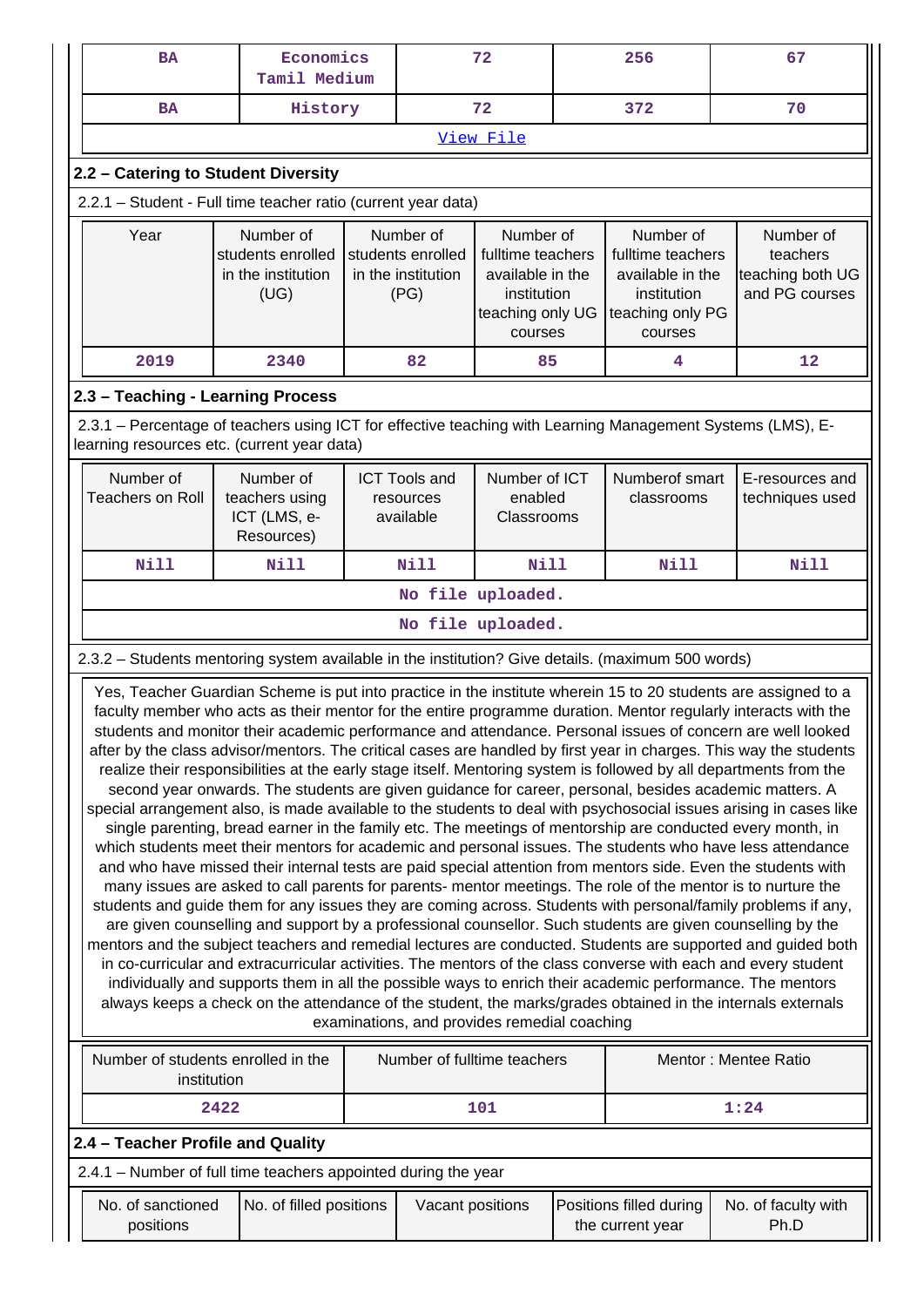| BA | Economics Tamil Medium | 72 | 256 | 67 |
|---|---|---|---|---|
| BA | History | 72 | 372 | 70 |
| View File | | | | |

### 2.2 – Catering to Student Diversity

2.2.1 – Student - Full time teacher ratio (current year data)

| Year | Number of students enrolled in the institution (UG) | Number of students enrolled in the institution (PG) | Number of fulltime teachers available in the institution teaching only UG courses | Number of fulltime teachers available in the institution teaching only PG courses | Number of teachers teaching both UG and PG courses |
|---|---|---|---|---|---|
| 2019 | 2340 | 82 | 85 | 4 | 12 |

### 2.3 – Teaching - Learning Process

2.3.1 – Percentage of teachers using ICT for effective teaching with Learning Management Systems (LMS), E-learning resources etc. (current year data)

| Number of Teachers on Roll | Number of teachers using ICT (LMS, e-Resources) | ICT Tools and resources available | Number of ICT enabled Classrooms | Numberof smart classrooms | E-resources and techniques used |
|---|---|---|---|---|---|
| Nill | Nill | Nill | Nill | Nill | Nill |
| No file uploaded. | | | | | |
| No file uploaded. | | | | | |

2.3.2 – Students mentoring system available in the institution? Give details. (maximum 500 words)

Yes, Teacher Guardian Scheme is put into practice in the institute wherein 15 to 20 students are assigned to a faculty member who acts as their mentor for the entire programme duration. Mentor regularly interacts with the students and monitor their academic performance and attendance. Personal issues of concern are well looked after by the class advisor/mentors. The critical cases are handled by first year in charges. This way the students realize their responsibilities at the early stage itself. Mentoring system is followed by all departments from the second year onwards. The students are given guidance for career, personal, besides academic matters. A special arrangement also, is made available to the students to deal with psychosocial issues arising in cases like single parenting, bread earner in the family etc. The meetings of mentorship are conducted every month, in which students meet their mentors for academic and personal issues. The students who have less attendance and who have missed their internal tests are paid special attention from mentors side. Even the students with many issues are asked to call parents for parents- mentor meetings. The role of the mentor is to nurture the students and guide them for any issues they are coming across. Students with personal/family problems if any, are given counselling and support by a professional counsellor. Such students are given counselling by the mentors and the subject teachers and remedial lectures are conducted. Students are supported and guided both in co-curricular and extracurricular activities. The mentors of the class converse with each and every student individually and supports them in all the possible ways to enrich their academic performance. The mentors always keeps a check on the attendance of the student, the marks/grades obtained in the internals externals examinations, and provides remedial coaching

| Number of students enrolled in the institution | Number of fulltime teachers | Mentor : Mentee Ratio |
|---|---|---|
| 2422 | 101 | 1:24 |

### 2.4 – Teacher Profile and Quality

2.4.1 – Number of full time teachers appointed during the year

| No. of sanctioned positions | No. of filled positions | Vacant positions | Positions filled during the current year | No. of faculty with Ph.D |
|---|---|---|---|---|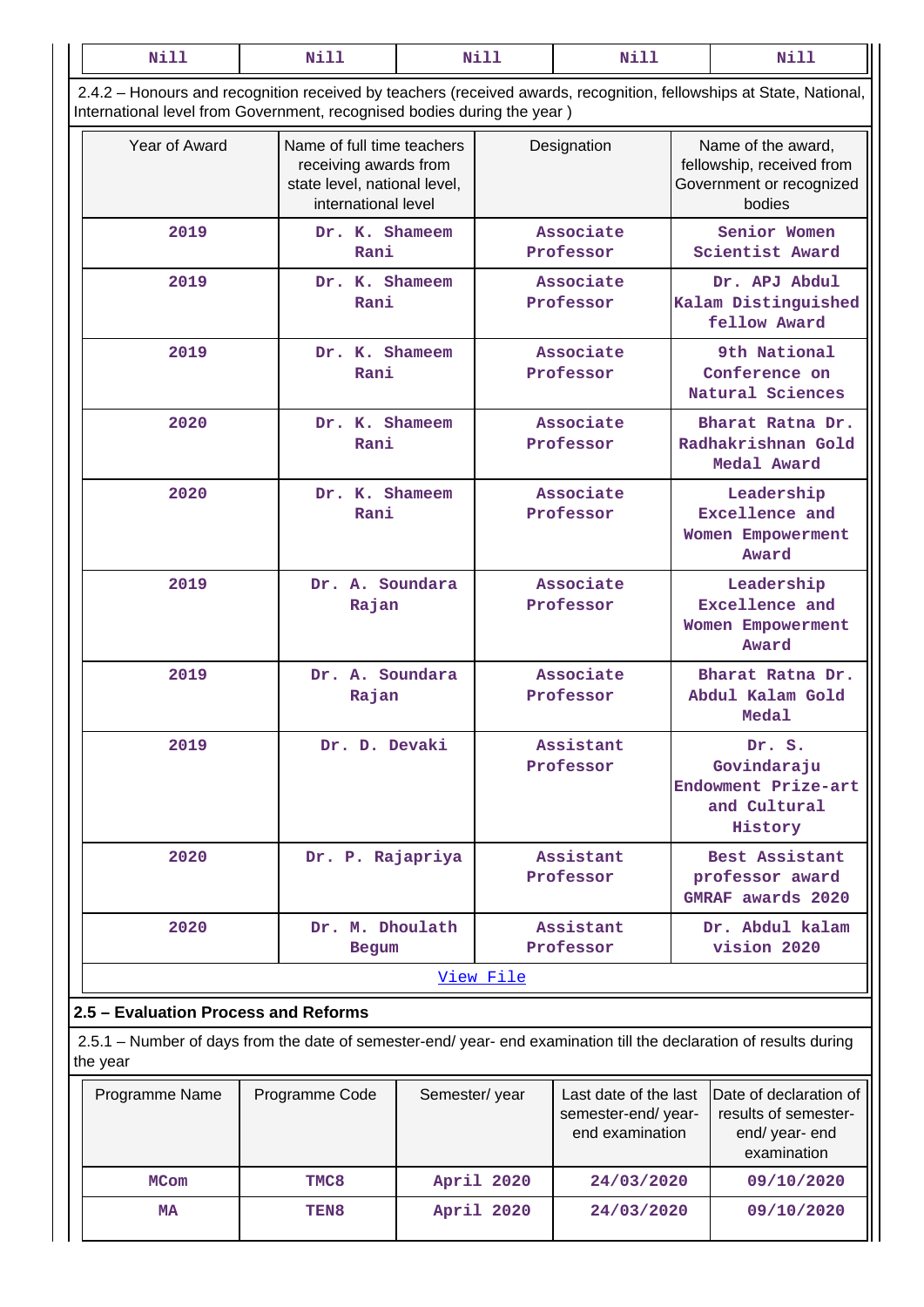| Nill | Nill | Nill | Nill | Nill |
|---|---|---|---|---|

2.4.2 – Honours and recognition received by teachers (received awards, recognition, fellowships at State, National, International level from Government, recognised bodies during the year )

| Year of Award | Name of full time teachers receiving awards from state level, national level, international level | Designation | Name of the award, fellowship, received from Government or recognized bodies |
|---|---|---|---|
| 2019 | Dr. K. Shameem Rani | Associate Professor | Senior Women Scientist Award |
| 2019 | Dr. K. Shameem Rani | Associate Professor | Dr. APJ Abdul Kalam Distinguished fellow Award |
| 2019 | Dr. K. Shameem Rani | Associate Professor | 9th National Conference on Natural Sciences |
| 2020 | Dr. K. Shameem Rani | Associate Professor | Bharat Ratna Dr. Radhakrishnan Gold Medal Award |
| 2020 | Dr. K. Shameem Rani | Associate Professor | Leadership Excellence and Women Empowerment Award |
| 2019 | Dr. A. Soundara Rajan | Associate Professor | Leadership Excellence and Women Empowerment Award |
| 2019 | Dr. A. Soundara Rajan | Associate Professor | Bharat Ratna Dr. Abdul Kalam Gold Medal |
| 2019 | Dr. D. Devaki | Assistant Professor | Dr. S. Govindaraju Endowment Prize-art and Cultural History |
| 2020 | Dr. P. Rajapriya | Assistant Professor | Best Assistant professor award GMRAF awards 2020 |
| 2020 | Dr. M. Dhoulath Begum | Assistant Professor | Dr. Abdul kalam vision 2020 |

View File

## 2.5 – Evaluation Process and Reforms

2.5.1 – Number of days from the date of semester-end/ year- end examination till the declaration of results during the year

| Programme Name | Programme Code | Semester/ year | Last date of the last semester-end/ year-end examination | Date of declaration of results of semester-end/ year- end examination |
|---|---|---|---|---|
| MCom | TMC8 | April 2020 | 24/03/2020 | 09/10/2020 |
| MA | TEN8 | April 2020 | 24/03/2020 | 09/10/2020 |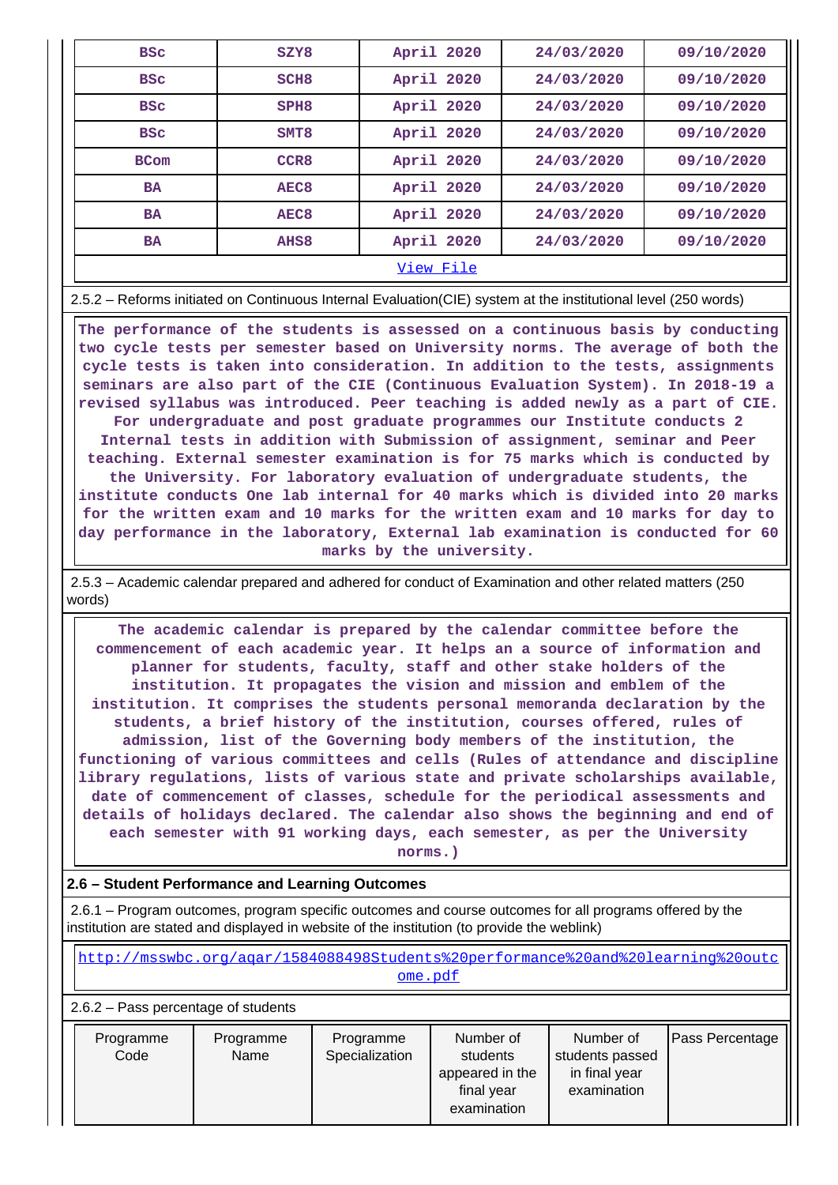| BSc | SZY8 | April 2020 | 24/03/2020 | 09/10/2020 |
|---|---|---|---|---|
| BSc | SCH8 | April 2020 | 24/03/2020 | 09/10/2020 |
| BSc | SPH8 | April 2020 | 24/03/2020 | 09/10/2020 |
| BSc | SMT8 | April 2020 | 24/03/2020 | 09/10/2020 |
| BCom | CCR8 | April 2020 | 24/03/2020 | 09/10/2020 |
| BA | AEC8 | April 2020 | 24/03/2020 | 09/10/2020 |
| BA | AEC8 | April 2020 | 24/03/2020 | 09/10/2020 |
| BA | AHS8 | April 2020 | 24/03/2020 | 09/10/2020 |

View File

2.5.2 – Reforms initiated on Continuous Internal Evaluation(CIE) system at the institutional level (250 words)

The performance of the students is assessed on a continuous basis by conducting two cycle tests per semester based on University norms. The average of both the cycle tests is taken into consideration. In addition to the tests, assignments seminars are also part of the CIE (Continuous Evaluation System). In 2018-19 a revised syllabus was introduced. Peer teaching is added newly as a part of CIE. For undergraduate and post graduate programmes our Institute conducts 2 Internal tests in addition with Submission of assignment, seminar and Peer teaching. External semester examination is for 75 marks which is conducted by the University. For laboratory evaluation of undergraduate students, the institute conducts One lab internal for 40 marks which is divided into 20 marks for the written exam and 10 marks for the written exam and 10 marks for day to day performance in the laboratory, External lab examination is conducted for 60 marks by the university.

2.5.3 – Academic calendar prepared and adhered for conduct of Examination and other related matters (250 words)

The academic calendar is prepared by the calendar committee before the commencement of each academic year. It helps an a source of information and planner for students, faculty, staff and other stake holders of the institution. It propagates the vision and mission and emblem of the institution. It comprises the students personal memoranda declaration by the students, a brief history of the institution, courses offered, rules of admission, list of the Governing body members of the institution, the functioning of various committees and cells (Rules of attendance and discipline library regulations, lists of various state and private scholarships available, date of commencement of classes, schedule for the periodical assessments and details of holidays declared. The calendar also shows the beginning and end of each semester with 91 working days, each semester, as per the University norms.)

## 2.6 – Student Performance and Learning Outcomes

2.6.1 – Program outcomes, program specific outcomes and course outcomes for all programs offered by the institution are stated and displayed in website of the institution (to provide the weblink)

http://msswbc.org/aqar/1584088498Students%20performance%20and%20learning%20outcome.pdf

2.6.2 – Pass percentage of students

| Programme Code | Programme Name | Programme Specialization | Number of students appeared in the final year examination | Number of students passed in final year examination | Pass Percentage |
|---|---|---|---|---|---|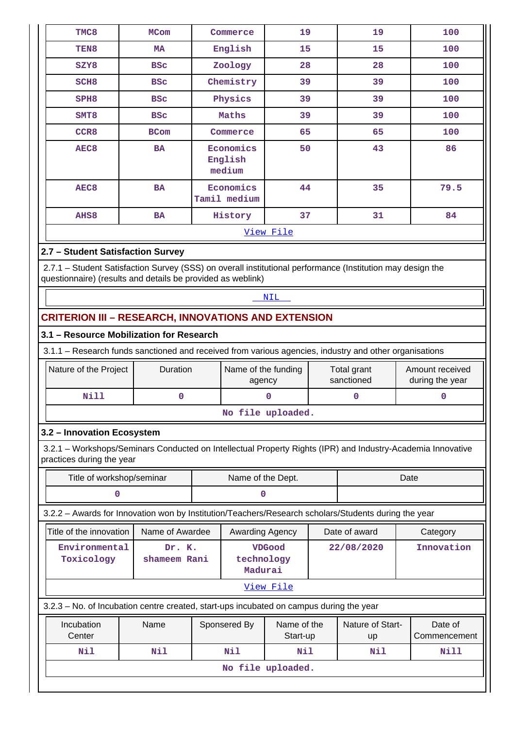| TMC8 | MCom | Commerce | 19 | 19 | 100 |
|---|---|---|---|---|---|
| TEN8 | MA | English | 15 | 15 | 100 |
| SZY8 | BSc | Zoology | 28 | 28 | 100 |
| SCH8 | BSc | Chemistry | 39 | 39 | 100 |
| SPH8 | BSc | Physics | 39 | 39 | 100 |
| SMT8 | BSc | Maths | 39 | 39 | 100 |
| CCR8 | BCom | Commerce | 65 | 65 | 100 |
| AEC8 | BA | Economics English medium | 50 | 43 | 86 |
| AEC8 | BA | Economics Tamil medium | 44 | 35 | 79.5 |
| AHS8 | BA | History | 37 | 31 | 84 |
| View File | | | | | |

## 2.7 – Student Satisfaction Survey

2.7.1 – Student Satisfaction Survey (SSS) on overall institutional performance (Institution may design the questionnaire) (results and details be provided as weblink)

NIL

# CRITERION III – RESEARCH, INNOVATIONS AND EXTENSION

## 3.1 – Resource Mobilization for Research

3.1.1 – Research funds sanctioned and received from various agencies, industry and other organisations

| Nature of the Project | Duration | Name of the funding agency | Total grant sanctioned | Amount received during the year |
|---|---|---|---|---|
| Nill | 0 | 0 | 0 | 0 |
| No file uploaded. | | | | |

## 3.2 – Innovation Ecosystem

3.2.1 – Workshops/Seminars Conducted on Intellectual Property Rights (IPR) and Industry-Academia Innovative practices during the year

| Title of workshop/seminar | Name of the Dept. | Date |
|---|---|---|
| 0 | 0 | |

3.2.2 – Awards for Innovation won by Institution/Teachers/Research scholars/Students during the year

| Title of the innovation | Name of Awardee | Awarding Agency | Date of award | Category |
|---|---|---|---|---|
| Environmental Toxicology | Dr. K. shameem Rani | VDGood technology Madurai | 22/08/2020 | Innovation |
| View File | | | | |

3.2.3 – No. of Incubation centre created, start-ups incubated on campus during the year

| Incubation Center | Name | Sponsered By | Name of the Start-up | Nature of Start-up | Date of Commencement |
|---|---|---|---|---|---|
| Nil | Nil | Nil | Nil | Nil | Nill |
| No file uploaded. | | | | | |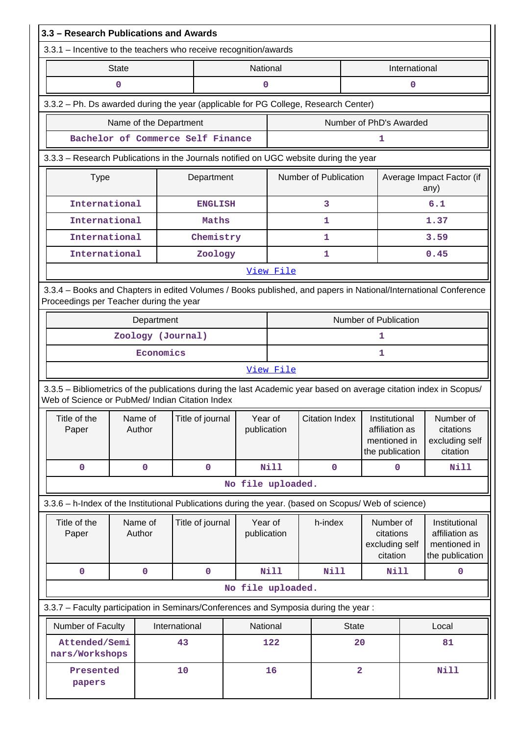## 3.3 – Research Publications and Awards

3.3.1 – Incentive to the teachers who receive recognition/awards

| State | National | International |
|---|---|---|
| 0 | 0 | 0 |

3.3.2 – Ph. Ds awarded during the year (applicable for PG College, Research Center)

| Name of the Department | Number of PhD's Awarded |
|---|---|
| Bachelor of Commerce Self Finance | 1 |

3.3.3 – Research Publications in the Journals notified on UGC website during the year

| Type | Department | Number of Publication | Average Impact Factor (if any) |
|---|---|---|---|
| International | ENGLISH | 3 | 6.1 |
| International | Maths | 1 | 1.37 |
| International | Chemistry | 1 | 3.59 |
| International | Zoology | 1 | 0.45 |

View File

3.3.4 – Books and Chapters in edited Volumes / Books published, and papers in National/International Conference Proceedings per Teacher during the year

| Department | Number of Publication |
|---|---|
| Zoology (Journal) | 1 |
| Economics | 1 |

View File

3.3.5 – Bibliometrics of the publications during the last Academic year based on average citation index in Scopus/ Web of Science or PubMed/ Indian Citation Index

| Title of the Paper | Name of Author | Title of journal | Year of publication | Citation Index | Institutional affiliation as mentioned in the publication | Number of citations excluding self citation |
|---|---|---|---|---|---|---|
| 0 | 0 | 0 | Nill | 0 | 0 | Nill |

No file uploaded.

3.3.6 – h-Index of the Institutional Publications during the year. (based on Scopus/ Web of science)

| Title of the Paper | Name of Author | Title of journal | Year of publication | h-index | Number of citations excluding self citation | Institutional affiliation as mentioned in the publication |
|---|---|---|---|---|---|---|
| 0 | 0 | 0 | Nill | Nill | Nill | 0 |

No file uploaded.

3.3.7 – Faculty participation in Seminars/Conferences and Symposia during the year :

| Number of Faculty | International | National | State | Local |
|---|---|---|---|---|
| Attended/Seminars/Workshops | 43 | 122 | 20 | 81 |
| Presented papers | 10 | 16 | 2 | Nill |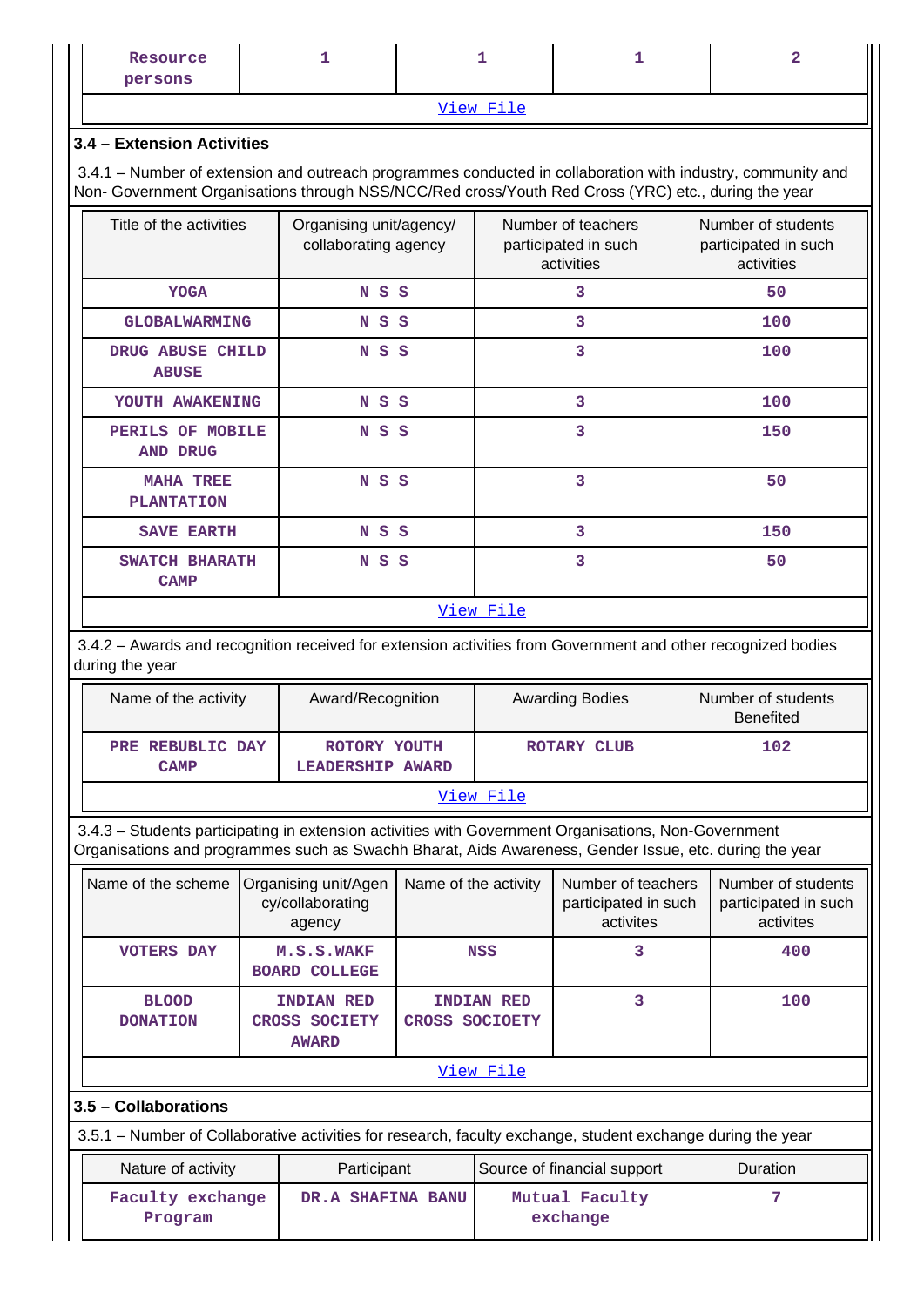| Resource persons | 1 | 1 | 1 | 2 |
|---|---|---|---|---|

View File

### 3.4 – Extension Activities

3.4.1 – Number of extension and outreach programmes conducted in collaboration with industry, community and Non- Government Organisations through NSS/NCC/Red cross/Youth Red Cross (YRC) etc., during the year

| Title of the activities | Organising unit/agency/ collaborating agency | Number of teachers participated in such activities | Number of students participated in such activities |
|---|---|---|---|
| YOGA | N S S | 3 | 50 |
| GLOBALWARMING | N S S | 3 | 100 |
| DRUG ABUSE CHILD ABUSE | N S S | 3 | 100 |
| YOUTH AWAKENING | N S S | 3 | 100 |
| PERILS OF MOBILE AND DRUG | N S S | 3 | 150 |
| MAHA TREE PLANTATION | N S S | 3 | 50 |
| SAVE EARTH | N S S | 3 | 150 |
| SWATCH BHARATH CAMP | N S S | 3 | 50 |

View File

3.4.2 – Awards and recognition received for extension activities from Government and other recognized bodies during the year

| Name of the activity | Award/Recognition | Awarding Bodies | Number of students Benefited |
|---|---|---|---|
| PRE REBUBLIC DAY CAMP | ROTORY YOUTH LEADERSHIP AWARD | ROTARY CLUB | 102 |

View File

3.4.3 – Students participating in extension activities with Government Organisations, Non-Government Organisations and programmes such as Swachh Bharat, Aids Awareness, Gender Issue, etc. during the year

| Name of the scheme | Organising unit/Agency/collaborating agency | Name of the activity | Number of teachers participated in such activites | Number of students participated in such activites |
|---|---|---|---|---|
| VOTERS DAY | M.S.S.WAKF BOARD COLLEGE | NSS | 3 | 400 |
| BLOOD DONATION | INDIAN RED CROSS SOCIETY AWARD | INDIAN RED CROSS SOCIOETY | 3 | 100 |

View File

### 3.5 – Collaborations

3.5.1 – Number of Collaborative activities for research, faculty exchange, student exchange during the year

| Nature of activity | Participant | Source of financial support | Duration |
|---|---|---|---|
| Faculty exchange Program | DR.A SHAFINA BANU | Mutual Faculty exchange | 7 |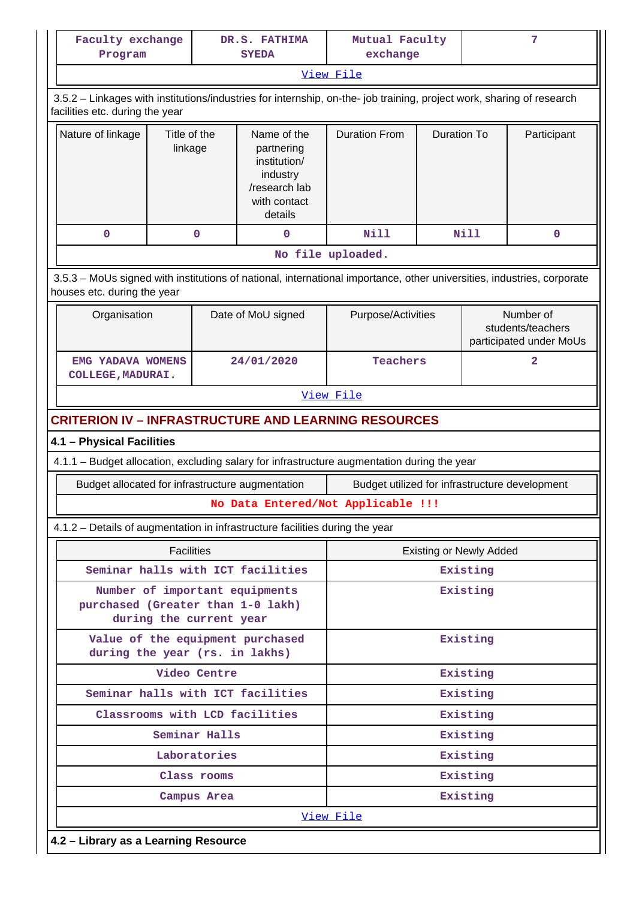| Faculty exchange Program | DR.S. FATHIMA SYEDA | Mutual Faculty exchange | 7 |
|---|---|---|---|
| View File | | | |

3.5.2 – Linkages with institutions/industries for internship, on-the- job training, project work, sharing of research facilities etc. during the year

| Nature of linkage | Title of the linkage | Name of the partnering institution/ industry /research lab with contact details | Duration From | Duration To | Participant |
|---|---|---|---|---|---|
| 0 | 0 | 0 | Nill | Nill | 0 |
| No file uploaded. | | | | | |

3.5.3 – MoUs signed with institutions of national, international importance, other universities, industries, corporate houses etc. during the year

| Organisation | Date of MoU signed | Purpose/Activities | Number of students/teachers participated under MoUs |
|---|---|---|---|
| EMG YADAVA WOMENS COLLEGE,MADURAI. | 24/01/2020 | Teachers | 2 |
| View File | | | |

## CRITERION IV – INFRASTRUCTURE AND LEARNING RESOURCES

### 4.1 – Physical Facilities

4.1.1 – Budget allocation, excluding salary for infrastructure augmentation during the year

| Budget allocated for infrastructure augmentation | Budget utilized for infrastructure development |
|---|---|
| No Data Entered/Not Applicable !!! | |

4.1.2 – Details of augmentation in infrastructure facilities during the year

| Facilities | Existing or Newly Added |
|---|---|
| Seminar halls with ICT facilities | Existing |
| Number of important equipments purchased (Greater than 1-0 lakh) during the current year | Existing |
| Value of the equipment purchased during the year (rs. in lakhs) | Existing |
| Video Centre | Existing |
| Seminar halls with ICT facilities | Existing |
| Classrooms with LCD facilities | Existing |
| Seminar Halls | Existing |
| Laboratories | Existing |
| Class rooms | Existing |
| Campus Area | Existing |
| View File | |

### 4.2 – Library as a Learning Resource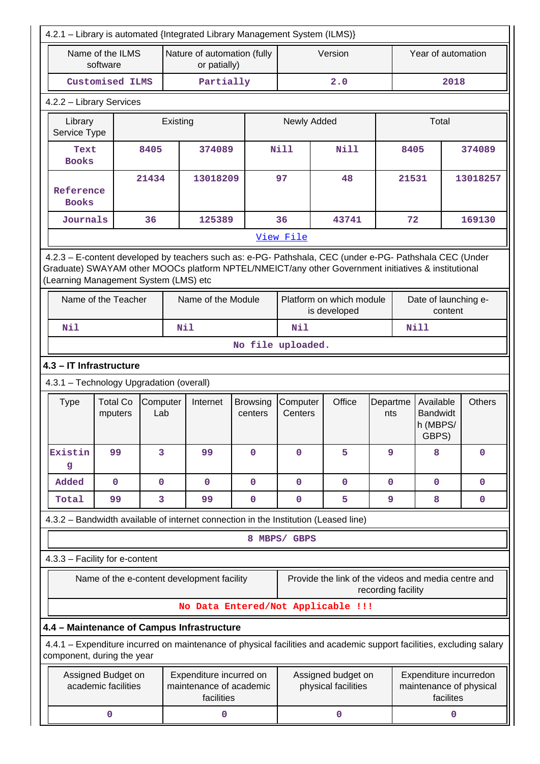4.2.1 – Library is automated {Integrated Library Management System (ILMS)}

| Name of the ILMS software | Nature of automation (fully or patially) | Version | Year of automation |
|---|---|---|---|
| Customised ILMS | Partially | 2.0 | 2018 |

4.2.2 – Library Services

| Library Service Type | Existing | | Newly Added | | Total | |
|---|---|---|---|---|---|---|
| Text Books | 8405 | 374089 | Nill | Nill | 8405 | 374089 |
| Reference Books | 21434 | 13018209 | 97 | 48 | 21531 | 13018257 |
| Journals | 36 | 125389 | 36 | 43741 | 72 | 169130 |

View File

4.2.3 – E-content developed by teachers such as: e-PG- Pathshala, CEC (under e-PG- Pathshala CEC (Under Graduate) SWAYAM other MOOCs platform NPTEL/NMEICT/any other Government initiatives & institutional (Learning Management System (LMS) etc

| Name of the Teacher | Name of the Module | Platform on which module is developed | Date of launching e-content |
|---|---|---|---|
| Nil | Nil | Nil | Nill |

No file uploaded.

### 4.3 – IT Infrastructure

4.3.1 – Technology Upgradation (overall)

| Type | Total Computers | Computer Lab | Internet | Browsing centers | Computer Centers | Office | Departments | Available Bandwidth (MBPS/ GBPS) | Others |
|---|---|---|---|---|---|---|---|---|---|
| Existing | 99 | 3 | 99 | 0 | 0 | 5 | 9 | 8 | 0 |
| Added | 0 | 0 | 0 | 0 | 0 | 0 | 0 | 0 | 0 |
| Total | 99 | 3 | 99 | 0 | 0 | 5 | 9 | 8 | 0 |

4.3.2 – Bandwidth available of internet connection in the Institution (Leased line)

8 MBPS/ GBPS

4.3.3 – Facility for e-content

| Name of the e-content development facility | Provide the link of the videos and media centre and recording facility |
|---|---|

No Data Entered/Not Applicable !!!

### 4.4 – Maintenance of Campus Infrastructure

4.4.1 – Expenditure incurred on maintenance of physical facilities and academic support facilities, excluding salary component, during the year

| Assigned Budget on academic facilities | Expenditure incurred on maintenance of academic facilities | Assigned budget on physical facilities | Expenditure incurredon maintenance of physical facilites |
|---|---|---|---|
| 0 | 0 | 0 | 0 |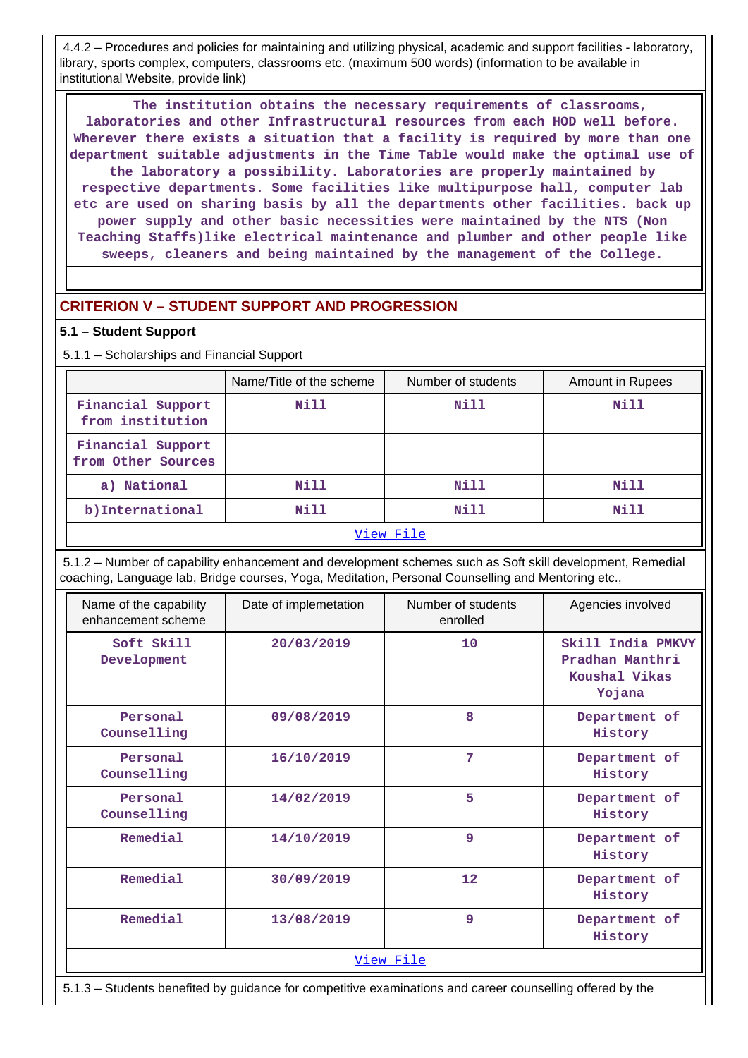4.4.2 – Procedures and policies for maintaining and utilizing physical, academic and support facilities - laboratory, library, sports complex, computers, classrooms etc. (maximum 500 words) (information to be available in institutional Website, provide link)

The institution obtains the necessary requirements of classrooms, laboratories and other Infrastructural resources from each HOD well before. Wherever there exists a situation that a facility is required by more than one department suitable adjustments in the Time Table would make the optimal use of the laboratory a possibility. Laboratories are properly maintained by respective departments. Some facilities like multipurpose hall, computer lab etc are used on sharing basis by all the departments other facilities. back up power supply and other basic necessities were maintained by the NTS (Non Teaching Staffs)like electrical maintenance and plumber and other people like sweeps, cleaners and being maintained by the management of the College.

## CRITERION V – STUDENT SUPPORT AND PROGRESSION

### 5.1 – Student Support

5.1.1 – Scholarships and Financial Support

| | Name/Title of the scheme | Number of students | Amount in Rupees |
|---|---|---|---|
| Financial Support from institution | Nill | Nill | Nill |
| Financial Support from Other Sources | | | |
| a) National | Nill | Nill | Nill |
| b)International | Nill | Nill | Nill |

View File

5.1.2 – Number of capability enhancement and development schemes such as Soft skill development, Remedial coaching, Language lab, Bridge courses, Yoga, Meditation, Personal Counselling and Mentoring etc.,

| Name of the capability enhancement scheme | Date of implemetation | Number of students enrolled | Agencies involved |
|---|---|---|---|
| Soft Skill Development | 20/03/2019 | 10 | Skill India PMKVY Pradhan Manthri Koushal Vikas Yojana |
| Personal Counselling | 09/08/2019 | 8 | Department of History |
| Personal Counselling | 16/10/2019 | 7 | Department of History |
| Personal Counselling | 14/02/2019 | 5 | Department of History |
| Remedial | 14/10/2019 | 9 | Department of History |
| Remedial | 30/09/2019 | 12 | Department of History |
| Remedial | 13/08/2019 | 9 | Department of History |

View File

5.1.3 – Students benefited by guidance for competitive examinations and career counselling offered by the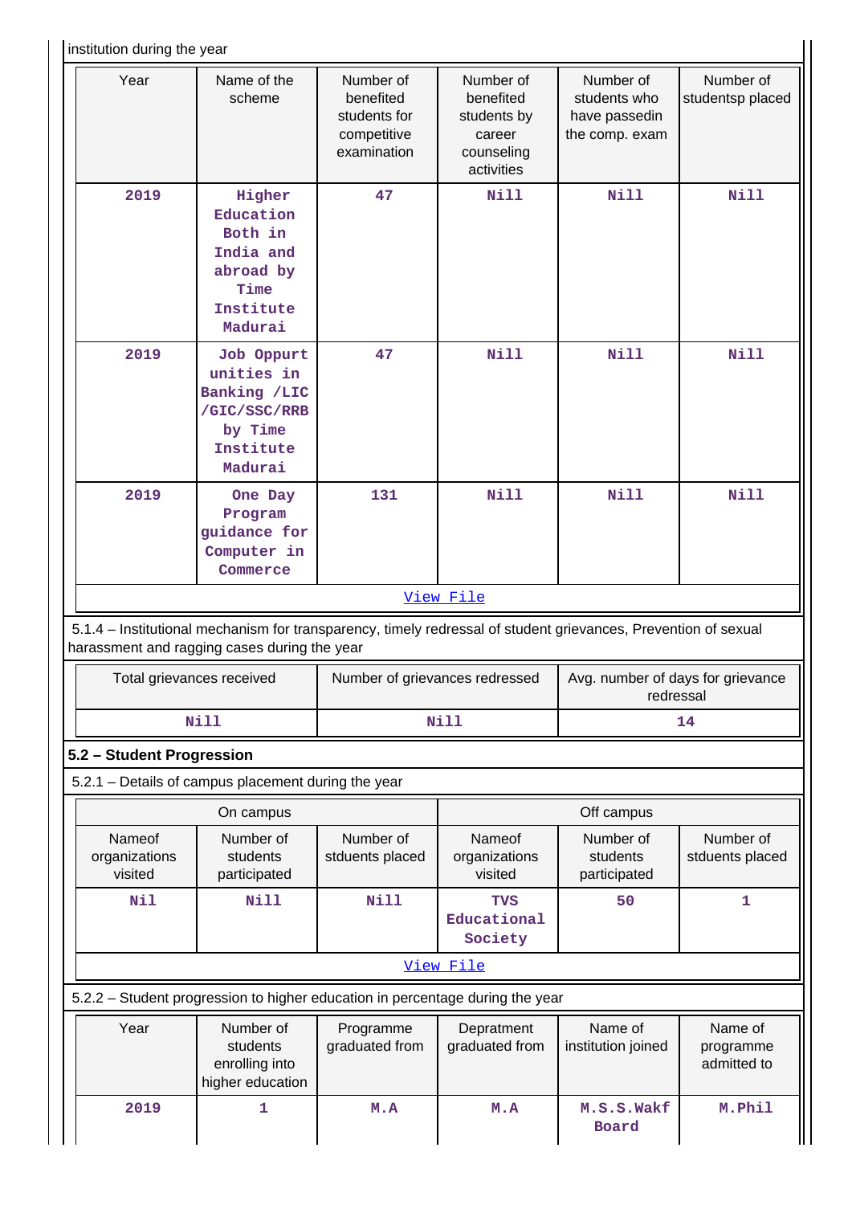institution during the year

| Year | Name of the scheme | Number of benefited students for competitive examination | Number of benefited students by career counseling activities | Number of students who have passedin the comp. exam | Number of studentsp placed |
|---|---|---|---|---|---|
| 2019 | Higher Education Both in India and abroad by Time Institute Madurai | 47 | Nill | Nill | Nill |
| 2019 | Job Oppurt unities in Banking /LIC /GIC/SSC/RRB by Time Institute Madurai | 47 | Nill | Nill | Nill |
| 2019 | One Day Program guidance for Computer in Commerce | 131 | Nill | Nill | Nill |

View File

5.1.4 – Institutional mechanism for transparency, timely redressal of student grievances, Prevention of sexual harassment and ragging cases during the year

| Total grievances received | Number of grievances redressed | Avg. number of days for grievance redressal |
|---|---|---|
| Nill | Nill | 14 |

## 5.2 – Student Progression

5.2.1 – Details of campus placement during the year

| On campus | | | Off campus | | |
|---|---|---|---|---|---|
| Nameof organizations visited | Number of students participated | Number of stduents placed | Nameof organizations visited | Number of students participated | Number of stduents placed |
| Nil | Nill | Nill | TVS Educational Society | 50 | 1 |

View File

5.2.2 – Student progression to higher education in percentage during the year

| Year | Number of students enrolling into higher education | Programme graduated from | Depratment graduated from | Name of institution joined | Name of programme admitted to |
|---|---|---|---|---|---|
| 2019 | 1 | M.A | M.A | M.S.S.Wakf Board | M.Phil |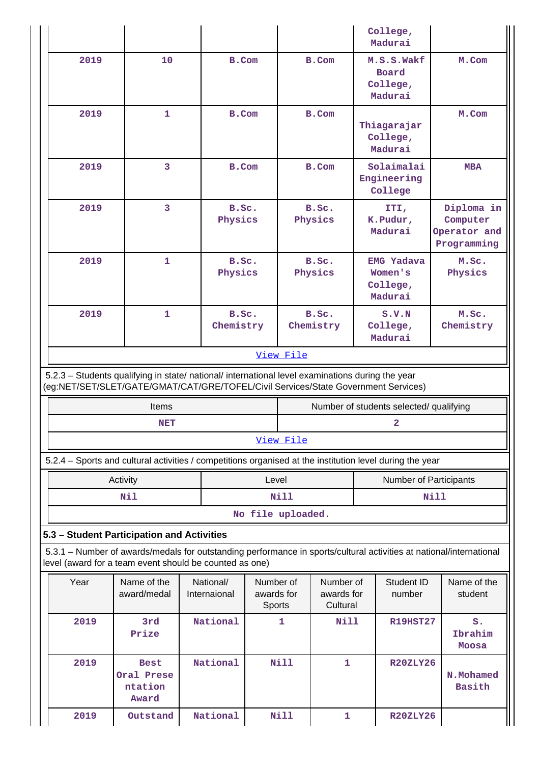| | | | | College, Madurai | |
|---|---|---|---|---|---|
| 2019 | 10 | B.Com | B.Com | M.S.S.Wakf Board College, Madurai | M.Com |
| 2019 | 1 | B.Com | B.Com | Thiagarajar College, Madurai | M.Com |
| 2019 | 3 | B.Com | B.Com | Solaimalai Engineering College | MBA |
| 2019 | 3 | B.Sc. Physics | B.Sc. Physics | ITI, K.Pudur, Madurai | Diploma in Computer Operator and Programming |
| 2019 | 1 | B.Sc. Physics | B.Sc. Physics | EMG Yadava Women's College, Madurai | M.Sc. Physics |
| 2019 | 1 | B.Sc. Chemistry | B.Sc. Chemistry | S.V.N College, Madurai | M.Sc. Chemistry |

View File

5.2.3 – Students qualifying in state/ national/ international level examinations during the year (eg:NET/SET/SLET/GATE/GMAT/CAT/GRE/TOFEL/Civil Services/State Government Services)

| Items | Number of students selected/ qualifying |
|---|---|
| NET | 2 |

View File

5.2.4 – Sports and cultural activities / competitions organised at the institution level during the year

| Activity | Level | Number of Participants |
|---|---|---|
| Nil | Nill | Nill |

No file uploaded.

### 5.3 – Student Participation and Activities

5.3.1 – Number of awards/medals for outstanding performance in sports/cultural activities at national/international level (award for a team event should be counted as one)

| Year | Name of the award/medal | National/ Internaional | Number of awards for Sports | Number of awards for Cultural | Student ID number | Name of the student |
|---|---|---|---|---|---|---|
| 2019 | 3rd Prize | National | 1 | Nill | R19HST27 | S. Ibrahim Moosa |
| 2019 | Best Oral Presentation Award | National | Nill | 1 | R20ZLY26 | N.Mohamed Basith |
| 2019 | Outstand | National | Nill | 1 | R20ZLY26 | |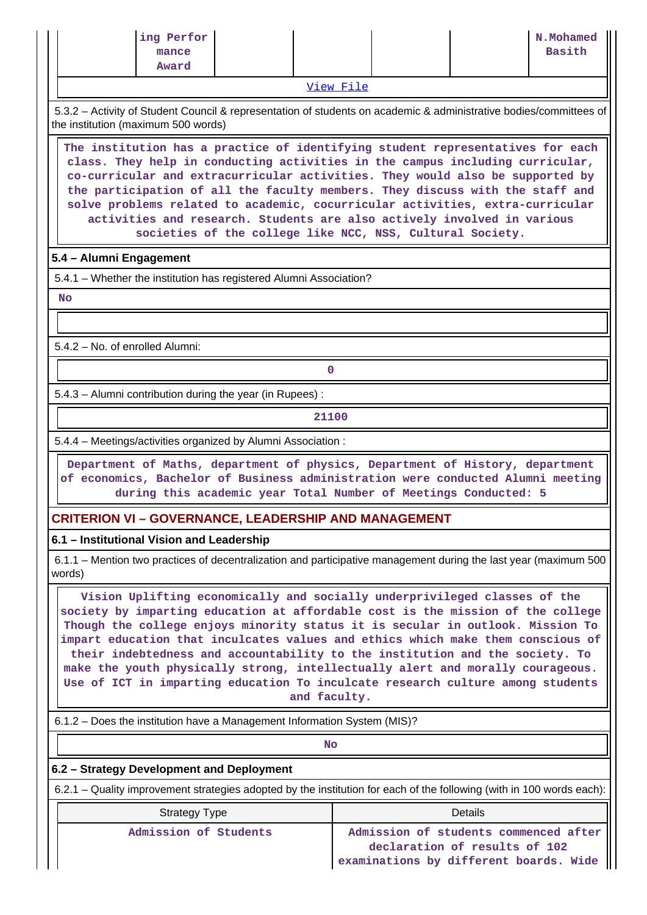| | ing Performance Award | | | | | N.Mohamed Basith |
|---|---|---|---|---|---|---|

View File

5.3.2 – Activity of Student Council & representation of students on academic & administrative bodies/committees of the institution (maximum 500 words)

The institution has a practice of identifying student representatives for each class. They help in conducting activities in the campus including curricular, co-curricular and extracurricular activities. They would also be supported by the participation of all the faculty members. They discuss with the staff and solve problems related to academic, cocurricular activities, extra-curricular activities and research. Students are also actively involved in various societies of the college like NCC, NSS, Cultural Society.

**5.4 – Alumni Engagement**

5.4.1 – Whether the institution has registered Alumni Association?

No

5.4.2 – No. of enrolled Alumni:

0

5.4.3 – Alumni contribution during the year (in Rupees) :

21100

5.4.4 – Meetings/activities organized by Alumni Association :

Department of Maths, department of physics, Department of History, department of economics, Bachelor of Business administration were conducted Alumni meeting during this academic year Total Number of Meetings Conducted: 5

## CRITERION VI – GOVERNANCE, LEADERSHIP AND MANAGEMENT

**6.1 – Institutional Vision and Leadership**

6.1.1 – Mention two practices of decentralization and participative management during the last year (maximum 500 words)

Vision Uplifting economically and socially underprivileged classes of the society by imparting education at affordable cost is the mission of the college Though the college enjoys minority status it is secular in outlook. Mission To impart education that inculcates values and ethics which make them conscious of their indebtedness and accountability to the institution and the society. To make the youth physically strong, intellectually alert and morally courageous. Use of ICT in imparting education To inculcate research culture among students and faculty.

6.1.2 – Does the institution have a Management Information System (MIS)?

No

**6.2 – Strategy Development and Deployment**

6.2.1 – Quality improvement strategies adopted by the institution for each of the following (with in 100 words each):

| Strategy Type | Details |
|---|---|
| Admission of Students | Admission of students commenced after declaration of results of 102 examinations by different boards. Wide |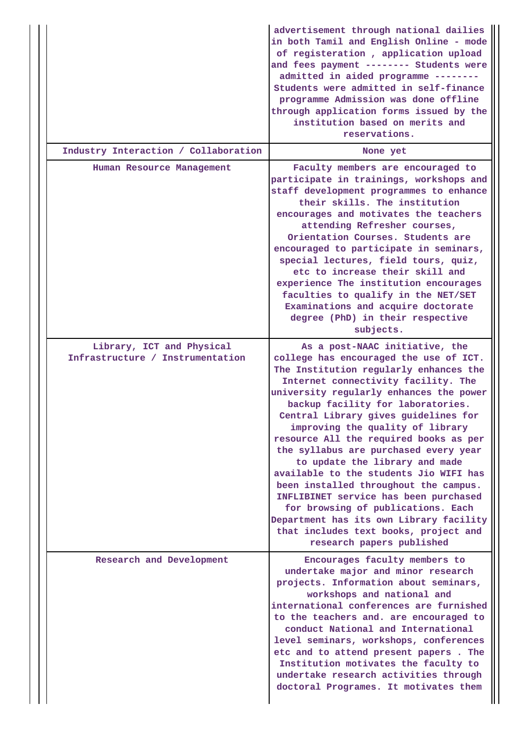| | |
|---|---|
| | advertisement through national dailies in both Tamil and English Online - mode of registeration , application upload and fees payment -------- Students were admitted in aided programme -------- Students were admitted in self-finance programme Admission was done offline through application forms issued by the institution based on merits and reservations. |
| Industry Interaction / Collaboration | None yet |
| Human Resource Management | Faculty members are encouraged to participate in trainings, workshops and staff development programmes to enhance their skills. The institution encourages and motivates the teachers attending Refresher courses, Orientation Courses. Students are encouraged to participate in seminars, special lectures, field tours, quiz, etc to increase their skill and experience The institution encourages faculties to qualify in the NET/SET Examinations and acquire doctorate degree (PhD) in their respective subjects. |
| Library, ICT and Physical Infrastructure / Instrumentation | As a post-NAAC initiative, the college has encouraged the use of ICT. The Institution regularly enhances the Internet connectivity facility. The university regularly enhances the power backup facility for laboratories. Central Library gives guidelines for improving the quality of library resource All the required books as per the syllabus are purchased every year to update the library and made available to the students Jio WIFI has been installed throughout the campus. INFLIBINET service has been purchased for browsing of publications. Each Department has its own Library facility that includes text books, project and research papers published |
| Research and Development | Encourages faculty members to undertake major and minor research projects. Information about seminars, workshops and national and international conferences are furnished to the teachers and. are encouraged to conduct National and International level seminars, workshops, conferences etc and to attend present papers . The Institution motivates the faculty to undertake research activities through doctoral Programes. It motivates them |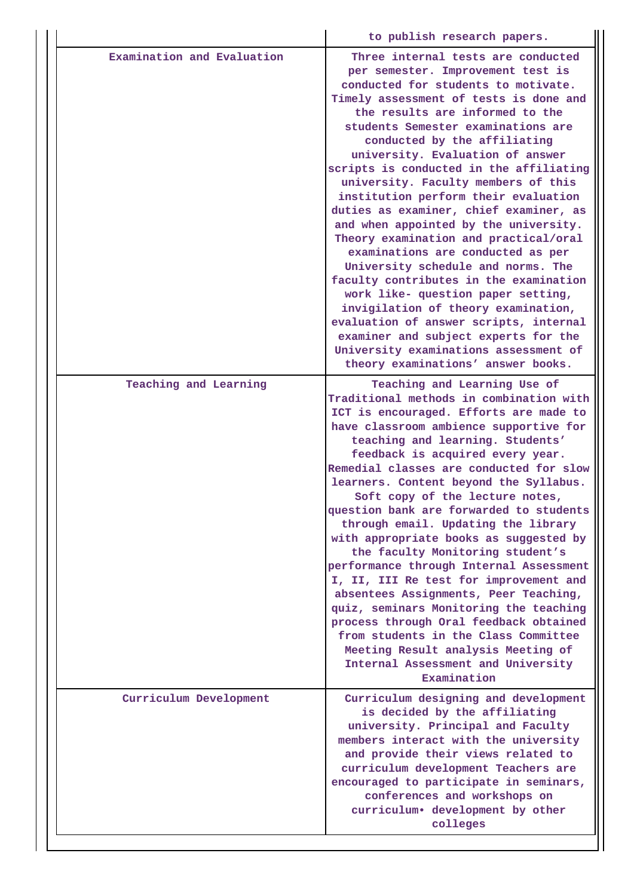| | |
|---|---|
| | to publish research papers. |
| Examination and Evaluation | Three internal tests are conducted per semester. Improvement test is conducted for students to motivate. Timely assessment of tests is done and the results are informed to the students Semester examinations are conducted by the affiliating university. Evaluation of answer scripts is conducted in the affiliating university. Faculty members of this institution perform their evaluation duties as examiner, chief examiner, as and when appointed by the university. Theory examination and practical/oral examinations are conducted as per University schedule and norms. The faculty contributes in the examination work like- question paper setting, invigilation of theory examination, evaluation of answer scripts, internal examiner and subject experts for the University examinations assessment of theory examinations' answer books. |
| Teaching and Learning | Teaching and Learning Use of Traditional methods in combination with ICT is encouraged. Efforts are made to have classroom ambience supportive for teaching and learning. Students' feedback is acquired every year. Remedial classes are conducted for slow learners. Content beyond the Syllabus. Soft copy of the lecture notes, question bank are forwarded to students through email. Updating the library with appropriate books as suggested by the faculty Monitoring student's performance through Internal Assessment I, II, III Re test for improvement and absentees Assignments, Peer Teaching, quiz, seminars Monitoring the teaching process through Oral feedback obtained from students in the Class Committee Meeting Result analysis Meeting of Internal Assessment and University Examination |
| Curriculum Development | Curriculum designing and development is decided by the affiliating university. Principal and Faculty members interact with the university and provide their views related to curriculum development Teachers are encouraged to participate in seminars, conferences and workshops on curriculum• development by other colleges |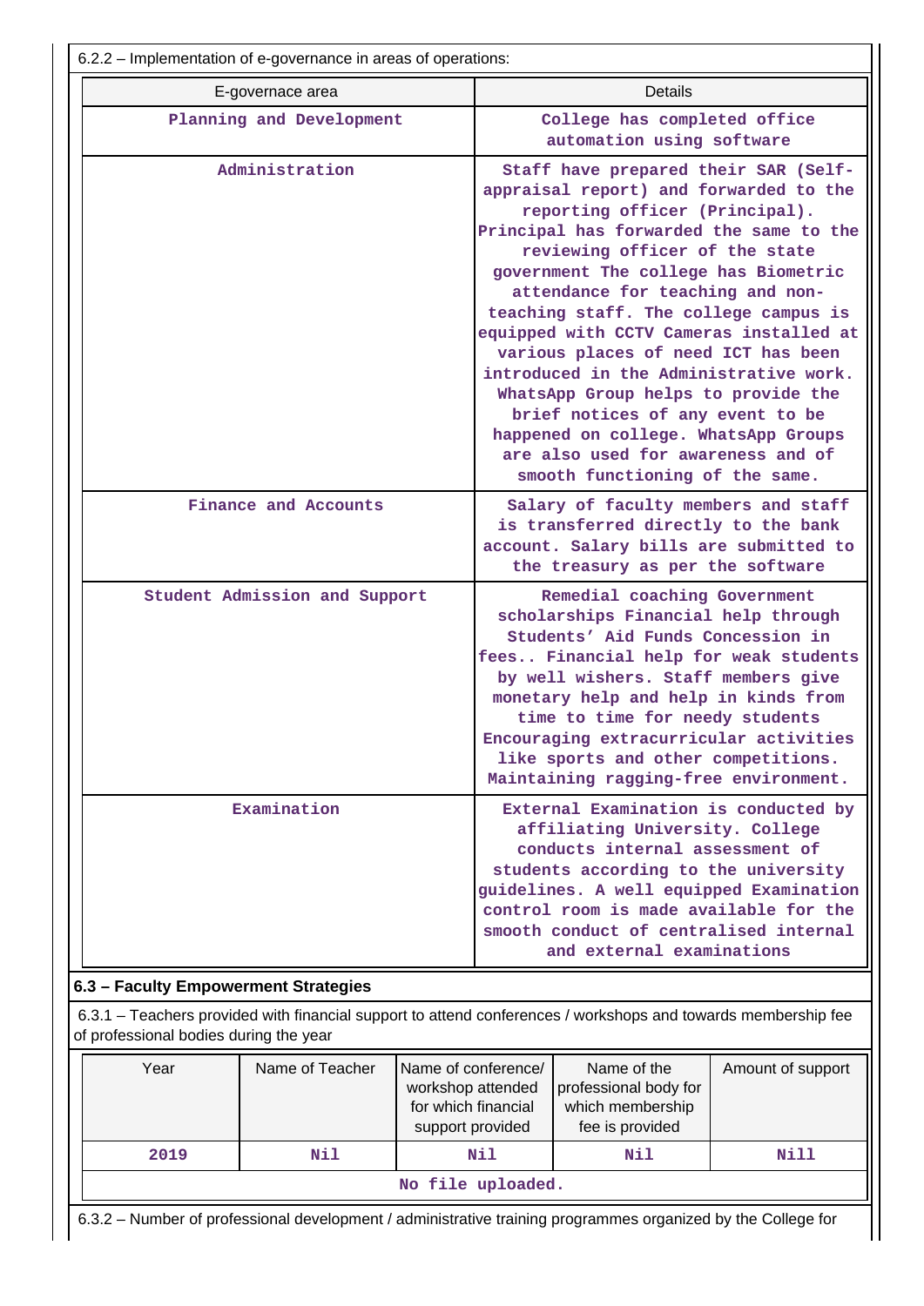6.2.2 – Implementation of e-governance in areas of operations:

| E-governace area | Details |
|---|---|
| Planning and Development | College has completed office automation using software |
| Administration | Staff have prepared their SAR (Self-appraisal report) and forwarded to the reporting officer (Principal). Principal has forwarded the same to the reviewing officer of the state government The college has Biometric attendance for teaching and non-teaching staff. The college campus is equipped with CCTV Cameras installed at various places of need ICT has been introduced in the Administrative work. WhatsApp Group helps to provide the brief notices of any event to be happened on college. WhatsApp Groups are also used for awareness and of smooth functioning of the same. |
| Finance and Accounts | Salary of faculty members and staff is transferred directly to the bank account. Salary bills are submitted to the treasury as per the software |
| Student Admission and Support | Remedial coaching Government scholarships Financial help through Students' Aid Funds Concession in fees.. Financial help for weak students by well wishers. Staff members give monetary help and help in kinds from time to time for needy students Encouraging extracurricular activities like sports and other competitions. Maintaining ragging-free environment. |
| Examination | External Examination is conducted by affiliating University. College conducts internal assessment of students according to the university guidelines. A well equipped Examination control room is made available for the smooth conduct of centralised internal and external examinations |

**6.3 – Faculty Empowerment Strategies**

6.3.1 – Teachers provided with financial support to attend conferences / workshops and towards membership fee of professional bodies during the year

| Year | Name of Teacher | Name of conference/ workshop attended for which financial support provided | Name of the professional body for which membership fee is provided | Amount of support |
|---|---|---|---|---|
| 2019 | Nil | Nil | Nil | Nill |
| No file uploaded. | | | | |

6.3.2 – Number of professional development / administrative training programmes organized by the College for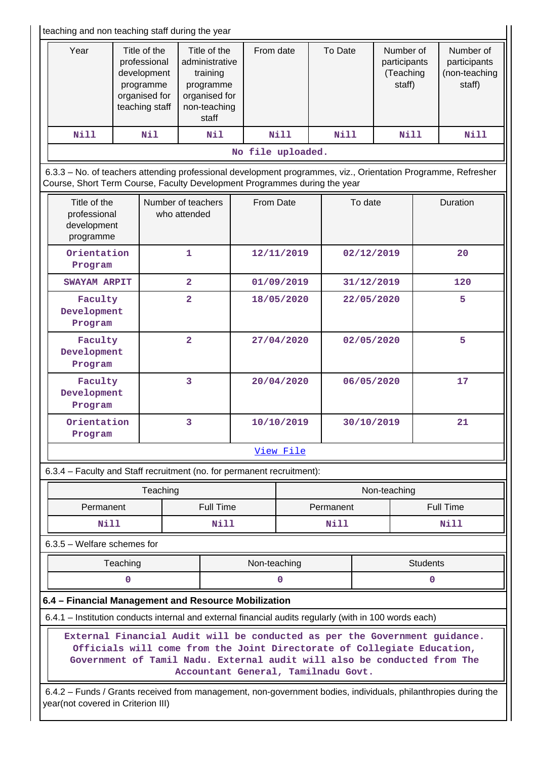teaching and non teaching staff during the year

| Year | Title of the professional development programme organised for teaching staff | Title of the administrative training programme organised for non-teaching staff | From date | To Date | Number of participants (Teaching staff) | Number of participants (non-teaching staff) |
|---|---|---|---|---|---|---|
| Nill | Nil | Nil | Nill | Nill | Nill | Nill |
| No file uploaded. | | | | | | |

6.3.3 – No. of teachers attending professional development programmes, viz., Orientation Programme, Refresher Course, Short Term Course, Faculty Development Programmes during the year

| Title of the professional development programme | Number of teachers who attended | From Date | To date | Duration |
|---|---|---|---|---|
| Orientation Program | 1 | 12/11/2019 | 02/12/2019 | 20 |
| SWAYAM ARPIT | 2 | 01/09/2019 | 31/12/2019 | 120 |
| Faculty Development Program | 2 | 18/05/2020 | 22/05/2020 | 5 |
| Faculty Development Program | 2 | 27/04/2020 | 02/05/2020 | 5 |
| Faculty Development Program | 3 | 20/04/2020 | 06/05/2020 | 17 |
| Orientation Program | 3 | 10/10/2019 | 30/10/2019 | 21 |
| View File | | | | |

6.3.4 – Faculty and Staff recruitment (no. for permanent recruitment):

| Teaching | | Non-teaching | |
|---|---|---|---|
| Permanent | Full Time | Permanent | Full Time |
| Nill | Nill | Nill | Nill |

6.3.5 – Welfare schemes for

| Teaching | Non-teaching | Students |
|---|---|---|
| 0 | 0 | 0 |

**6.4 – Financial Management and Resource Mobilization**

6.4.1 – Institution conducts internal and external financial audits regularly (with in 100 words each)

External Financial Audit will be conducted as per the Government guidance. Officials will come from the Joint Directorate of Collegiate Education, Government of Tamil Nadu. External audit will also be conducted from The Accountant General, Tamilnadu Govt.

6.4.2 – Funds / Grants received from management, non-government bodies, individuals, philanthropies during the year(not covered in Criterion III)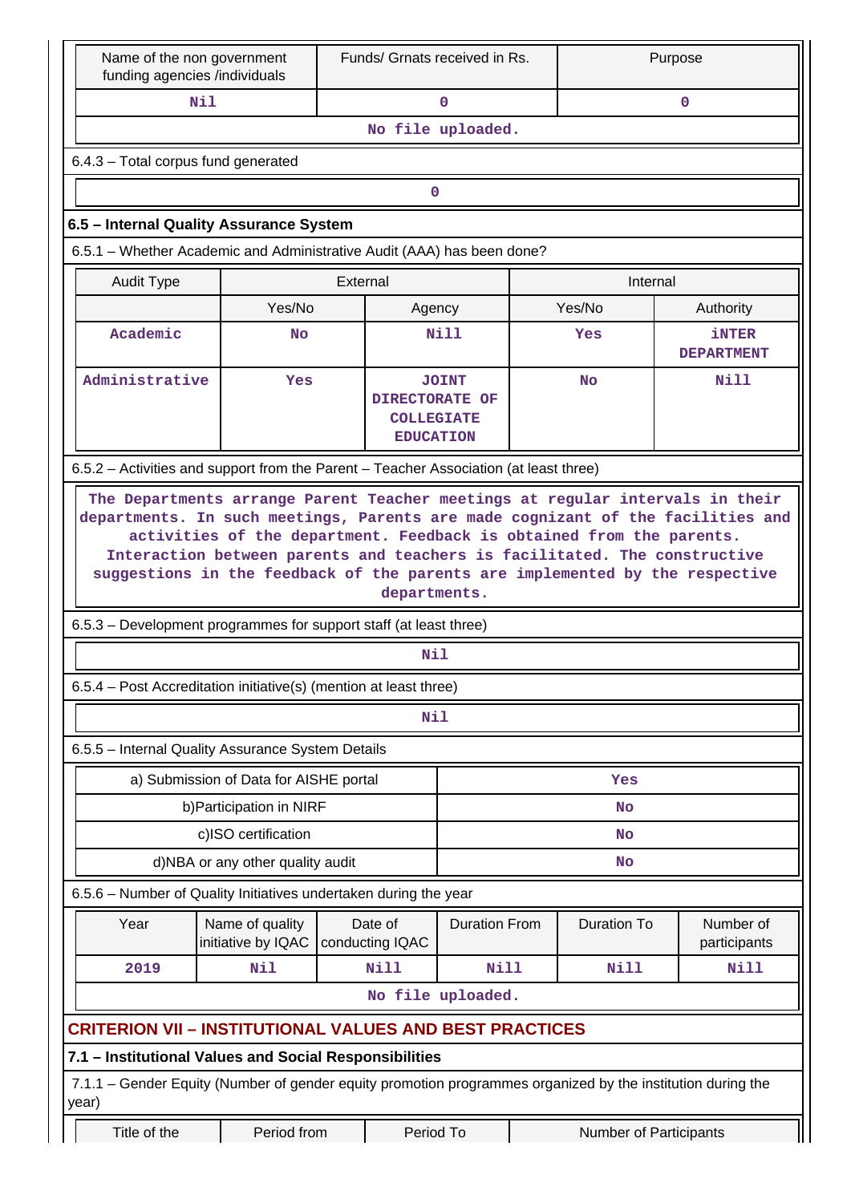| Name of the non government funding agencies /individuals | Funds/ Grnats received in Rs. | Purpose |
|---|---|---|
| Nil | 0 | 0 |
| No file uploaded. | | |

6.4.3 – Total corpus fund generated

| 0 |
|---|

### 6.5 – Internal Quality Assurance System

6.5.1 – Whether Academic and Administrative Audit (AAA) has been done?

| Audit Type | External | | Internal | |
|---|---|---|---|---|
| | Yes/No | Agency | Yes/No | Authority |
| Academic | No | Nill | Yes | iNTER DEPARTMENT |
| Administrative | Yes | JOINT DIRECTORATE OF COLLEGIATE EDUCATION | No | Nill |

6.5.2 – Activities and support from the Parent – Teacher Association (at least three)

The Departments arrange Parent Teacher meetings at regular intervals in their departments. In such meetings, Parents are made cognizant of the facilities and activities of the department. Feedback is obtained from the parents. Interaction between parents and teachers is facilitated. The constructive suggestions in the feedback of the parents are implemented by the respective departments.

6.5.3 – Development programmes for support staff (at least three)

Nil

6.5.4 – Post Accreditation initiative(s) (mention at least three)

Nil

6.5.5 – Internal Quality Assurance System Details

| | |
|---|---|
| a) Submission of Data for AISHE portal | Yes |
| b)Participation in NIRF | No |
| c)ISO certification | No |
| d)NBA or any other quality audit | No |

6.5.6 – Number of Quality Initiatives undertaken during the year

| Year | Name of quality initiative by IQAC | Date of conducting IQAC | Duration From | Duration To | Number of participants |
|---|---|---|---|---|---|
| 2019 | Nil | Nill | Nill | Nill | Nill |
| No file uploaded. | | | | | |

## CRITERION VII – INSTITUTIONAL VALUES AND BEST PRACTICES

### 7.1 – Institutional Values and Social Responsibilities

7.1.1 – Gender Equity (Number of gender equity promotion programmes organized by the institution during the year)

| Title of the | Period from | Period To | Number of Participants |
|---|---|---|---|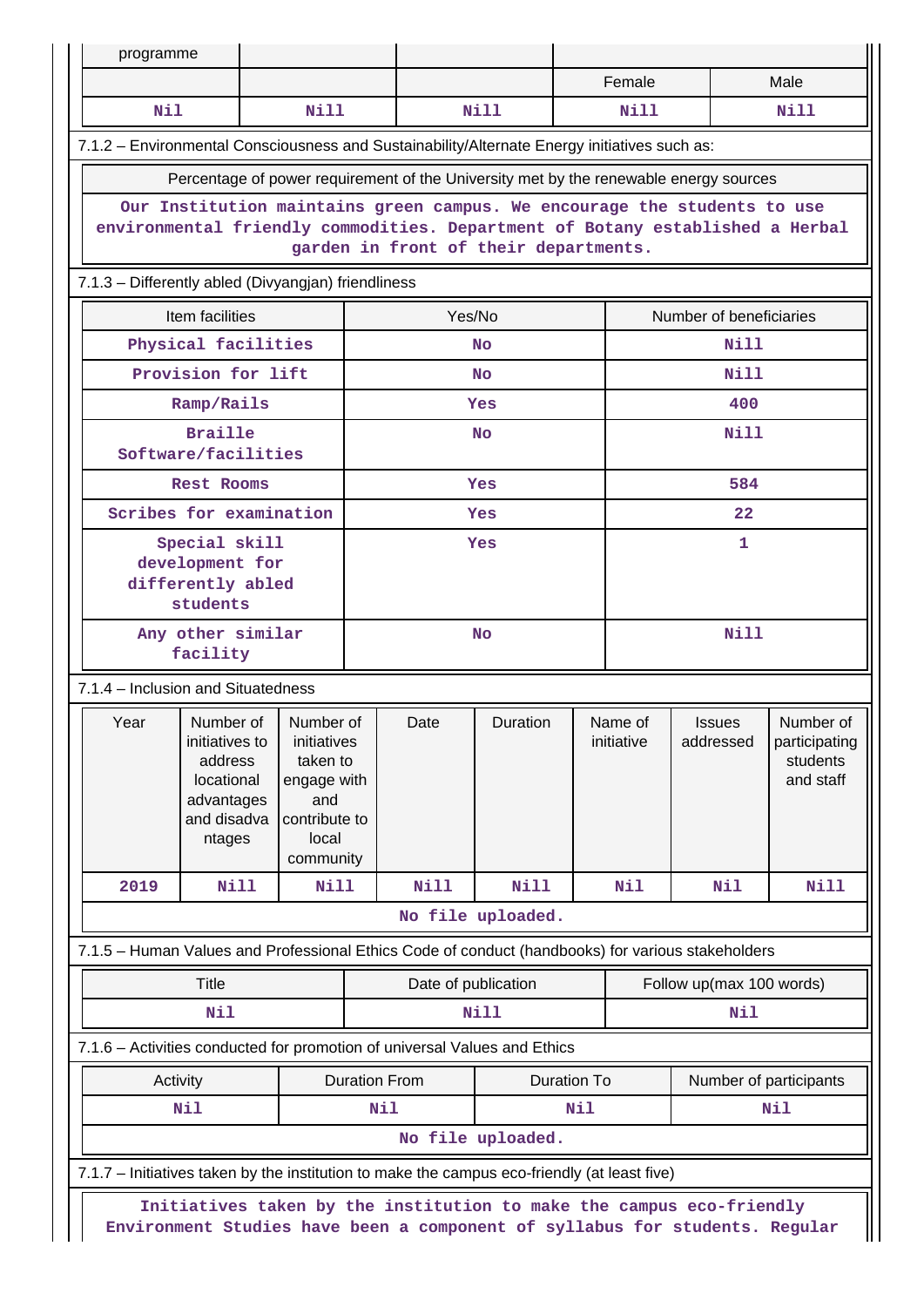| programme | | | | |
|---|---|---|---|---|
| | | | Female | Male |
| Nil | Nill | Nill | Nill | Nill |

7.1.2 – Environmental Consciousness and Sustainability/Alternate Energy initiatives such as:

| Percentage of power requirement of the University met by the renewable energy sources |
|---|
| Our Institution maintains green campus. We encourage the students to use environmental friendly commodities. Department of Botany established a Herbal garden in front of their departments. |

7.1.3 – Differently abled (Divyangjan) friendliness

| Item facilities | Yes/No | Number of beneficiaries |
|---|---|---|
| Physical facilities | No | Nill |
| Provision for lift | No | Nill |
| Ramp/Rails | Yes | 400 |
| Braille Software/facilities | No | Nill |
| Rest Rooms | Yes | 584 |
| Scribes for examination | Yes | 22 |
| Special skill development for differently abled students | Yes | 1 |
| Any other similar facility | No | Nill |

7.1.4 – Inclusion and Situatedness

| Year | Number of initiatives to address locational advantages and disadvantages | Number of initiatives taken to engage with and contribute to local community | Date | Duration | Name of initiative | Issues addressed | Number of participating students and staff |
|---|---|---|---|---|---|---|---|
| 2019 | Nill | Nill | Nill | Nill | Nil | Nil | Nill |
| No file uploaded. | | | | | | | |

7.1.5 – Human Values and Professional Ethics Code of conduct (handbooks) for various stakeholders

| Title | Date of publication | Follow up(max 100 words) |
|---|---|---|
| Nil | Nill | Nil |

7.1.6 – Activities conducted for promotion of universal Values and Ethics

| Activity | Duration From | Duration To | Number of participants |
|---|---|---|---|
| Nil | Nil | Nil | Nil |
| No file uploaded. | | | |

7.1.7 – Initiatives taken by the institution to make the campus eco-friendly (at least five)

Initiatives taken by the institution to make the campus eco-friendly Environment Studies have been a component of syllabus for students. Regular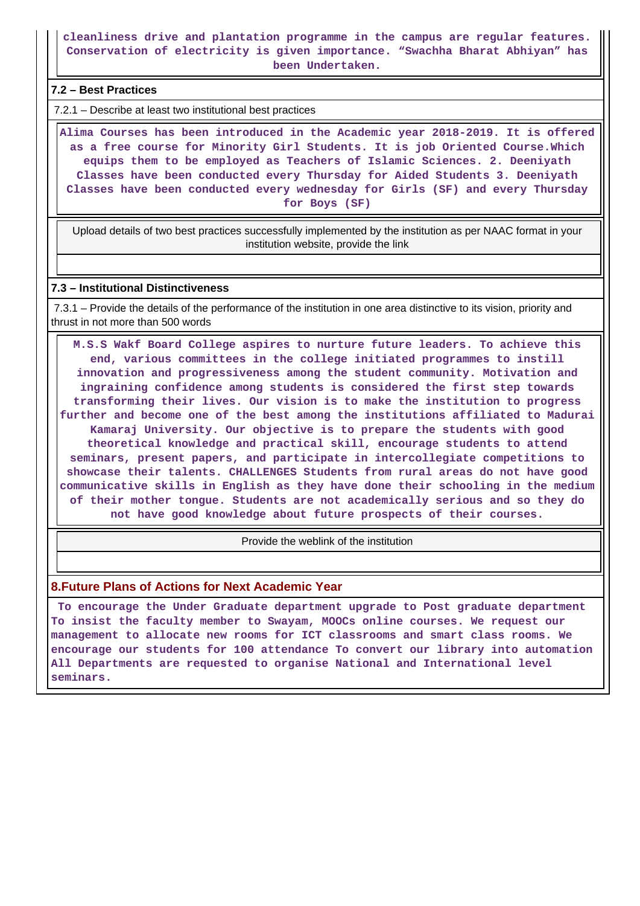cleanliness drive and plantation programme in the campus are regular features. Conservation of electricity is given importance. “Swachha Bharat Abhiyan” has been Undertaken.

### 7.2 – Best Practices

7.2.1 – Describe at least two institutional best practices

Alima Courses has been introduced in the Academic year 2018-2019. It is offered as a free course for Minority Girl Students. It is job Oriented Course.Which equips them to be employed as Teachers of Islamic Sciences. 2. Deeniyath Classes have been conducted every Thursday for Aided Students 3. Deeniyath Classes have been conducted every wednesday for Girls (SF) and every Thursday for Boys (SF)

Upload details of two best practices successfully implemented by the institution as per NAAC format in your institution website, provide the link

### 7.3 – Institutional Distinctiveness

7.3.1 – Provide the details of the performance of the institution in one area distinctive to its vision, priority and thrust in not more than 500 words

M.S.S Wakf Board College aspires to nurture future leaders. To achieve this end, various committees in the college initiated programmes to instill innovation and progressiveness among the student community. Motivation and ingraining confidence among students is considered the first step towards transforming their lives. Our vision is to make the institution to progress further and become one of the best among the institutions affiliated to Madurai Kamaraj University. Our objective is to prepare the students with good theoretical knowledge and practical skill, encourage students to attend seminars, present papers, and participate in intercollegiate competitions to showcase their talents. CHALLENGES Students from rural areas do not have good communicative skills in English as they have done their schooling in the medium of their mother tongue. Students are not academically serious and so they do not have good knowledge about future prospects of their courses.

Provide the weblink of the institution

## 8.Future Plans of Actions for Next Academic Year

To encourage the Under Graduate department upgrade to Post graduate department To insist the faculty member to Swayam, MOOCs online courses. We request our management to allocate new rooms for ICT classrooms and smart class rooms. We encourage our students for 100 attendance To convert our library into automation All Departments are requested to organise National and International level seminars.